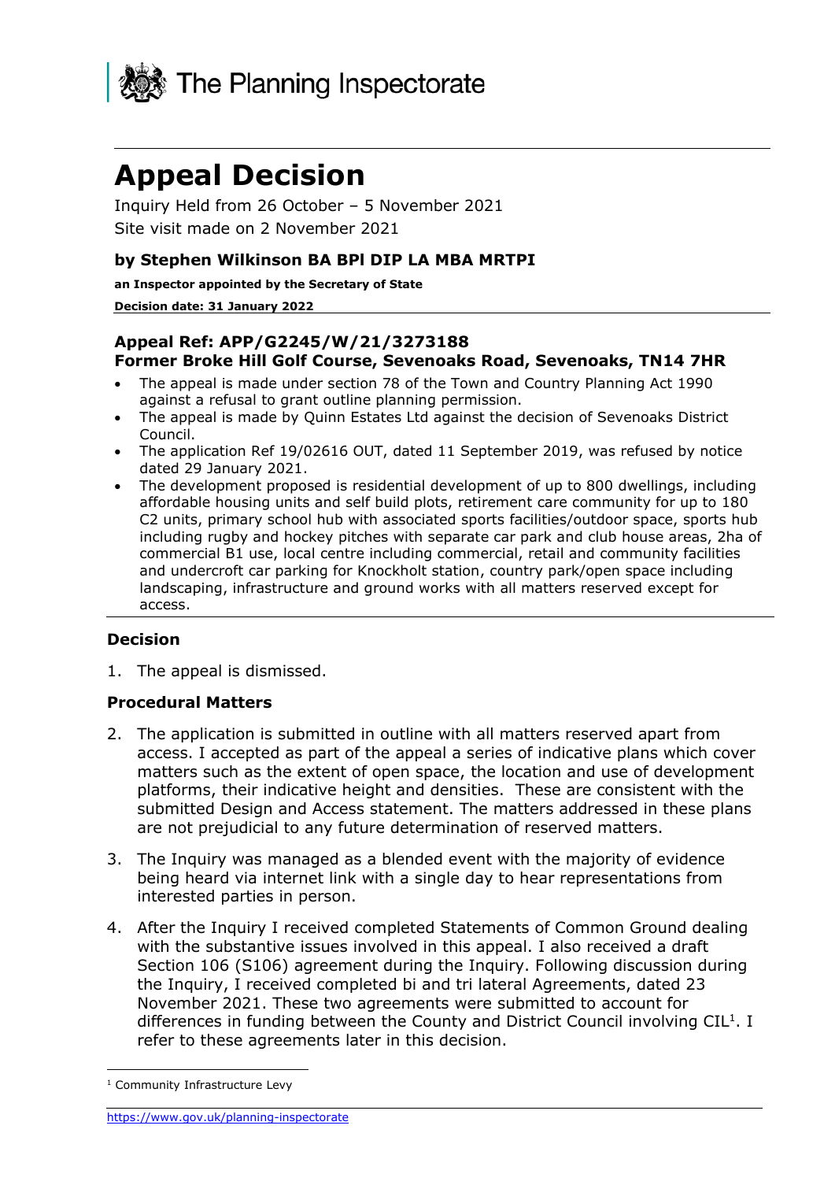The Planning Inspectorate

# Appeal Decision

Inquiry Held from 26 October – 5 November 2021

Site visit made on 2 November 2021

### by Stephen Wilkinson BA BPl DIP LA MBA MRTPI

**an Inspector appointed by the Secretary of State**

**Decision date: 31 January 2022**

### Appeal Ref: APP/G2245/W/21/3273188
### Former Broke Hill Golf Course, Sevenoaks Road, Sevenoaks, TN14 7HR

- The appeal is made under section 78 of the Town and Country Planning Act 1990 against a refusal to grant outline planning permission.
- The appeal is made by Quinn Estates Ltd against the decision of Sevenoaks District Council.
- The application Ref 19/02616 OUT, dated 11 September 2019, was refused by notice dated 29 January 2021.
- The development proposed is residential development of up to 800 dwellings, including affordable housing units and self build plots, retirement care community for up to 180 C2 units, primary school hub with associated sports facilities/outdoor space, sports hub including rugby and hockey pitches with separate car park and club house areas, 2ha of commercial B1 use, local centre including commercial, retail and community facilities and undercroft car parking for Knockholt station, country park/open space including landscaping, infrastructure and ground works with all matters reserved except for access.

### Decision

1. The appeal is dismissed.

### Procedural Matters

2. The application is submitted in outline with all matters reserved apart from access. I accepted as part of the appeal a series of indicative plans which cover matters such as the extent of open space, the location and use of development platforms, their indicative height and densities. These are consistent with the submitted Design and Access statement. The matters addressed in these plans are not prejudicial to any future determination of reserved matters.

3. The Inquiry was managed as a blended event with the majority of evidence being heard via internet link with a single day to hear representations from interested parties in person.

4. After the Inquiry I received completed Statements of Common Ground dealing with the substantive issues involved in this appeal. I also received a draft Section 106 (S106) agreement during the Inquiry. Following discussion during the Inquiry, I received completed bi and tri lateral Agreements, dated 23 November 2021. These two agreements were submitted to account for differences in funding between the County and District Council involving CIL[1]. I refer to these agreements later in this decision.

[1] Community Infrastructure Levy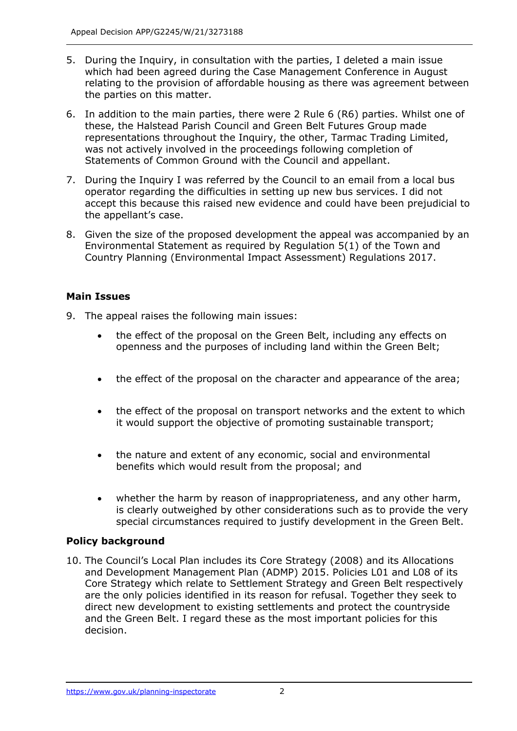5. During the Inquiry, in consultation with the parties, I deleted a main issue which had been agreed during the Case Management Conference in August relating to the provision of affordable housing as there was agreement between the parties on this matter.

6. In addition to the main parties, there were 2 Rule 6 (R6) parties. Whilst one of these, the Halstead Parish Council and Green Belt Futures Group made representations throughout the Inquiry, the other, Tarmac Trading Limited, was not actively involved in the proceedings following completion of Statements of Common Ground with the Council and appellant.

7. During the Inquiry I was referred by the Council to an email from a local bus operator regarding the difficulties in setting up new bus services. I did not accept this because this raised new evidence and could have been prejudicial to the appellant's case.

8. Given the size of the proposed development the appeal was accompanied by an Environmental Statement as required by Regulation 5(1) of the Town and Country Planning (Environmental Impact Assessment) Regulations 2017.

## Main Issues

9. The appeal raises the following main issues:

   - the effect of the proposal on the Green Belt, including any effects on openness and the purposes of including land within the Green Belt;
   - the effect of the proposal on the character and appearance of the area;
   - the effect of the proposal on transport networks and the extent to which it would support the objective of promoting sustainable transport;
   - the nature and extent of any economic, social and environmental benefits which would result from the proposal; and
   - whether the harm by reason of inappropriateness, and any other harm, is clearly outweighed by other considerations such as to provide the very special circumstances required to justify development in the Green Belt.

## Policy background

10. The Council's Local Plan includes its Core Strategy (2008) and its Allocations and Development Management Plan (ADMP) 2015. Policies L01 and L08 of its Core Strategy which relate to Settlement Strategy and Green Belt respectively are the only policies identified in its reason for refusal. Together they seek to direct new development to existing settlements and protect the countryside and the Green Belt. I regard these as the most important policies for this decision.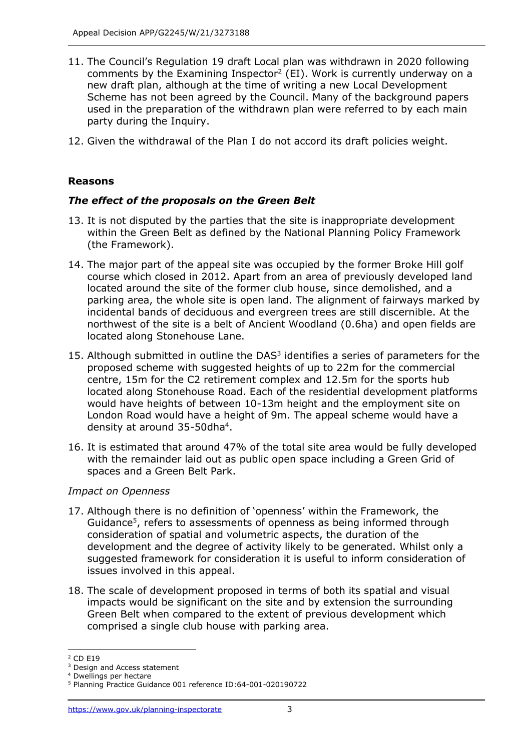11. The Council's Regulation 19 draft Local plan was withdrawn in 2020 following comments by the Examining Inspector[2] (EI). Work is currently underway on a new draft plan, although at the time of writing a new Local Development Scheme has not been agreed by the Council. Many of the background papers used in the preparation of the withdrawn plan were referred to by each main party during the Inquiry.

12. Given the withdrawal of the Plan I do not accord its draft policies weight.

## Reasons

### *The effect of the proposals on the Green Belt*

13. It is not disputed by the parties that the site is inappropriate development within the Green Belt as defined by the National Planning Policy Framework (the Framework).

14. The major part of the appeal site was occupied by the former Broke Hill golf course which closed in 2012. Apart from an area of previously developed land located around the site of the former club house, since demolished, and a parking area, the whole site is open land. The alignment of fairways marked by incidental bands of deciduous and evergreen trees are still discernible. At the northwest of the site is a belt of Ancient Woodland (0.6ha) and open fields are located along Stonehouse Lane.

15. Although submitted in outline the DAS[3] identifies a series of parameters for the proposed scheme with suggested heights of up to 22m for the commercial centre, 15m for the C2 retirement complex and 12.5m for the sports hub located along Stonehouse Road. Each of the residential development platforms would have heights of between 10-13m height and the employment site on London Road would have a height of 9m. The appeal scheme would have a density at around 35-50dha[4].

16. It is estimated that around 47% of the total site area would be fully developed with the remainder laid out as public open space including a Green Grid of spaces and a Green Belt Park.

*Impact on Openness*

17. Although there is no definition of 'openness' within the Framework, the Guidance[5], refers to assessments of openness as being informed through consideration of spatial and volumetric aspects, the duration of the development and the degree of activity likely to be generated. Whilst only a suggested framework for consideration it is useful to inform consideration of issues involved in this appeal.

18. The scale of development proposed in terms of both its spatial and visual impacts would be significant on the site and by extension the surrounding Green Belt when compared to the extent of previous development which comprised a single club house with parking area.

---

[2] CD E19
[3] Design and Access statement
[4] Dwellings per hectare
[5] Planning Practice Guidance 001 reference ID:64-001-020190722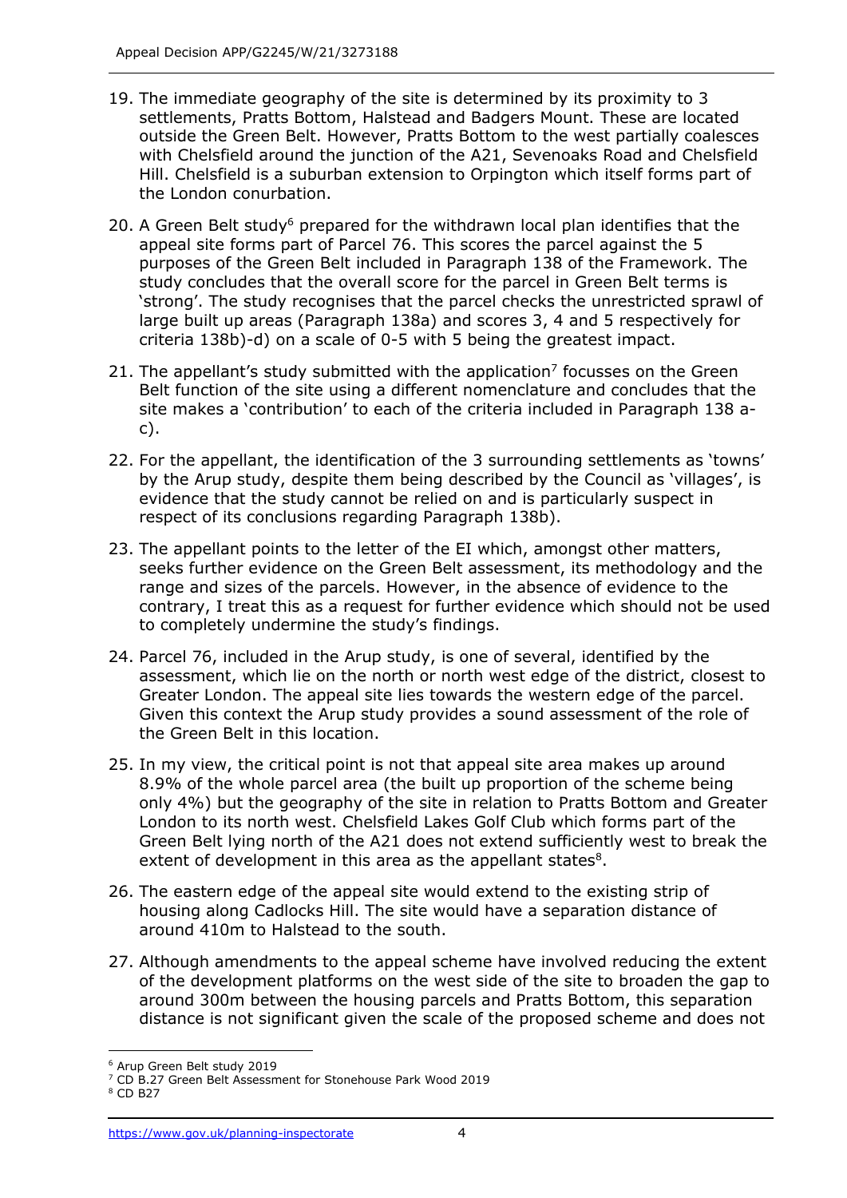19. The immediate geography of the site is determined by its proximity to 3 settlements, Pratts Bottom, Halstead and Badgers Mount. These are located outside the Green Belt. However, Pratts Bottom to the west partially coalesces with Chelsfield around the junction of the A21, Sevenoaks Road and Chelsfield Hill. Chelsfield is a suburban extension to Orpington which itself forms part of the London conurbation.

20. A Green Belt study[6] prepared for the withdrawn local plan identifies that the appeal site forms part of Parcel 76. This scores the parcel against the 5 purposes of the Green Belt included in Paragraph 138 of the Framework. The study concludes that the overall score for the parcel in Green Belt terms is 'strong'. The study recognises that the parcel checks the unrestricted sprawl of large built up areas (Paragraph 138a) and scores 3, 4 and 5 respectively for criteria 138b)-d) on a scale of 0-5 with 5 being the greatest impact.

21. The appellant's study submitted with the application[7] focusses on the Green Belt function of the site using a different nomenclature and concludes that the site makes a 'contribution' to each of the criteria included in Paragraph 138 a-c).

22. For the appellant, the identification of the 3 surrounding settlements as 'towns' by the Arup study, despite them being described by the Council as 'villages', is evidence that the study cannot be relied on and is particularly suspect in respect of its conclusions regarding Paragraph 138b).

23. The appellant points to the letter of the EI which, amongst other matters, seeks further evidence on the Green Belt assessment, its methodology and the range and sizes of the parcels. However, in the absence of evidence to the contrary, I treat this as a request for further evidence which should not be used to completely undermine the study's findings.

24. Parcel 76, included in the Arup study, is one of several, identified by the assessment, which lie on the north or north west edge of the district, closest to Greater London. The appeal site lies towards the western edge of the parcel. Given this context the Arup study provides a sound assessment of the role of the Green Belt in this location.

25. In my view, the critical point is not that appeal site area makes up around 8.9% of the whole parcel area (the built up proportion of the scheme being only 4%) but the geography of the site in relation to Pratts Bottom and Greater London to its north west. Chelsfield Lakes Golf Club which forms part of the Green Belt lying north of the A21 does not extend sufficiently west to break the extent of development in this area as the appellant states[8].

26. The eastern edge of the appeal site would extend to the existing strip of housing along Cadlocks Hill. The site would have a separation distance of around 410m to Halstead to the south.

27. Although amendments to the appeal scheme have involved reducing the extent of the development platforms on the west side of the site to broaden the gap to around 300m between the housing parcels and Pratts Bottom, this separation distance is not significant given the scale of the proposed scheme and does not

---

[6] Arup Green Belt study 2019

[7] CD B.27 Green Belt Assessment for Stonehouse Park Wood 2019

[8] CD B27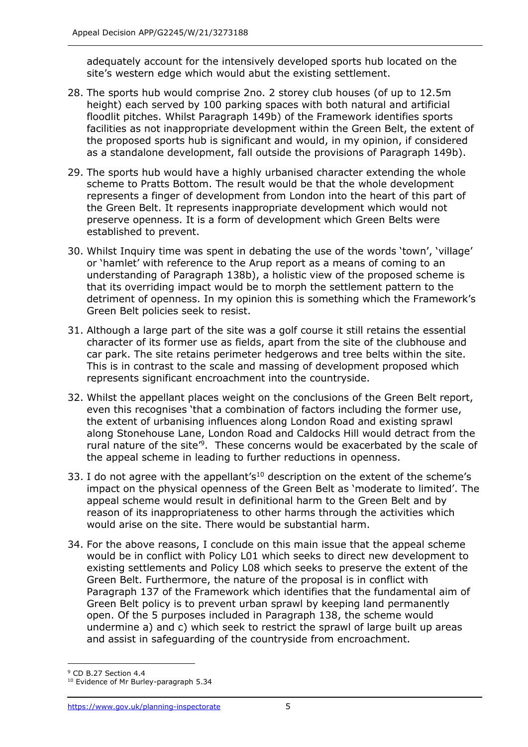adequately account for the intensively developed sports hub located on the site's western edge which would abut the existing settlement.

28. The sports hub would comprise 2no. 2 storey club houses (of up to 12.5m height) each served by 100 parking spaces with both natural and artificial floodlit pitches. Whilst Paragraph 149b) of the Framework identifies sports facilities as not inappropriate development within the Green Belt, the extent of the proposed sports hub is significant and would, in my opinion, if considered as a standalone development, fall outside the provisions of Paragraph 149b).

29. The sports hub would have a highly urbanised character extending the whole scheme to Pratts Bottom. The result would be that the whole development represents a finger of development from London into the heart of this part of the Green Belt. It represents inappropriate development which would not preserve openness. It is a form of development which Green Belts were established to prevent.

30. Whilst Inquiry time was spent in debating the use of the words 'town', 'village' or 'hamlet' with reference to the Arup report as a means of coming to an understanding of Paragraph 138b), a holistic view of the proposed scheme is that its overriding impact would be to morph the settlement pattern to the detriment of openness. In my opinion this is something which the Framework's Green Belt policies seek to resist.

31. Although a large part of the site was a golf course it still retains the essential character of its former use as fields, apart from the site of the clubhouse and car park. The site retains perimeter hedgerows and tree belts within the site. This is in contrast to the scale and massing of development proposed which represents significant encroachment into the countryside.

32. Whilst the appellant places weight on the conclusions of the Green Belt report, even this recognises 'that a combination of factors including the former use, the extent of urbanising influences along London Road and existing sprawl along Stonehouse Lane, London Road and Caldocks Hill would detract from the rural nature of the site'[9]. These concerns would be exacerbated by the scale of the appeal scheme in leading to further reductions in openness.

33. I do not agree with the appellant's[10] description on the extent of the scheme's impact on the physical openness of the Green Belt as 'moderate to limited'. The appeal scheme would result in definitional harm to the Green Belt and by reason of its inappropriateness to other harms through the activities which would arise on the site. There would be substantial harm.

34. For the above reasons, I conclude on this main issue that the appeal scheme would be in conflict with Policy L01 which seeks to direct new development to existing settlements and Policy L08 which seeks to preserve the extent of the Green Belt. Furthermore, the nature of the proposal is in conflict with Paragraph 137 of the Framework which identifies that the fundamental aim of Green Belt policy is to prevent urban sprawl by keeping land permanently open. Of the 5 purposes included in Paragraph 138, the scheme would undermine a) and c) which seek to restrict the sprawl of large built up areas and assist in safeguarding of the countryside from encroachment.

[9] CD B.27 Section 4.4

[10] Evidence of Mr Burley-paragraph 5.34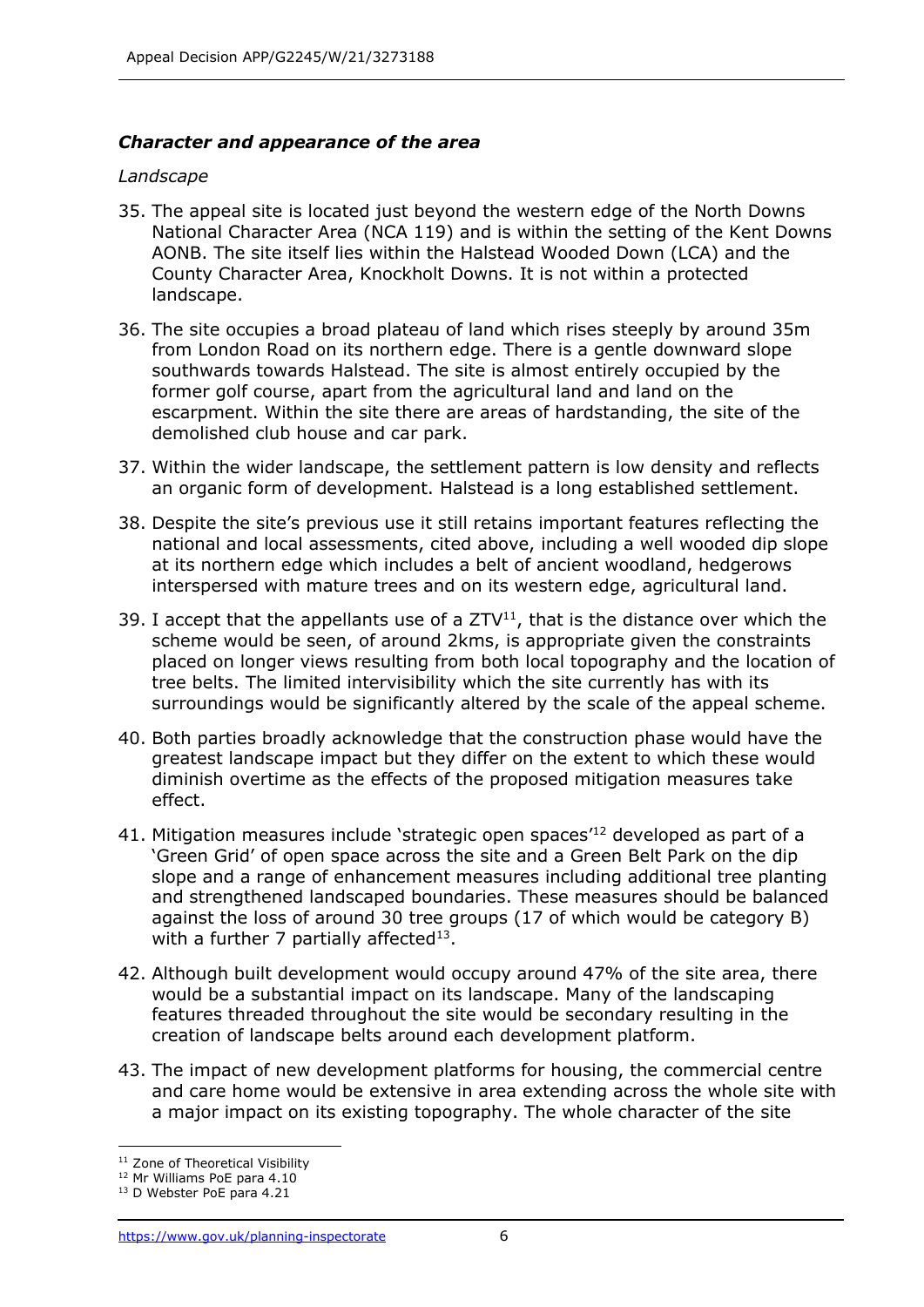### *Character and appearance of the area*

*Landscape*

35. The appeal site is located just beyond the western edge of the North Downs National Character Area (NCA 119) and is within the setting of the Kent Downs AONB. The site itself lies within the Halstead Wooded Down (LCA) and the County Character Area, Knockholt Downs. It is not within a protected landscape.

36. The site occupies a broad plateau of land which rises steeply by around 35m from London Road on its northern edge. There is a gentle downward slope southwards towards Halstead. The site is almost entirely occupied by the former golf course, apart from the agricultural land and land on the escarpment. Within the site there are areas of hardstanding, the site of the demolished club house and car park.

37. Within the wider landscape, the settlement pattern is low density and reflects an organic form of development. Halstead is a long established settlement.

38. Despite the site's previous use it still retains important features reflecting the national and local assessments, cited above, including a well wooded dip slope at its northern edge which includes a belt of ancient woodland, hedgerows interspersed with mature trees and on its western edge, agricultural land.

39. I accept that the appellants use of a ZTV[11], that is the distance over which the scheme would be seen, of around 2kms, is appropriate given the constraints placed on longer views resulting from both local topography and the location of tree belts. The limited intervisibility which the site currently has with its surroundings would be significantly altered by the scale of the appeal scheme.

40. Both parties broadly acknowledge that the construction phase would have the greatest landscape impact but they differ on the extent to which these would diminish overtime as the effects of the proposed mitigation measures take effect.

41. Mitigation measures include 'strategic open spaces'[12] developed as part of a 'Green Grid' of open space across the site and a Green Belt Park on the dip slope and a range of enhancement measures including additional tree planting and strengthened landscaped boundaries. These measures should be balanced against the loss of around 30 tree groups (17 of which would be category B) with a further 7 partially affected[13].

42. Although built development would occupy around 47% of the site area, there would be a substantial impact on its landscape. Many of the landscaping features threaded throughout the site would be secondary resulting in the creation of landscape belts around each development platform.

43. The impact of new development platforms for housing, the commercial centre and care home would be extensive in area extending across the whole site with a major impact on its existing topography. The whole character of the site

---

[11] Zone of Theoretical Visibility

[12] Mr Williams PoE para 4.10

[13] D Webster PoE para 4.21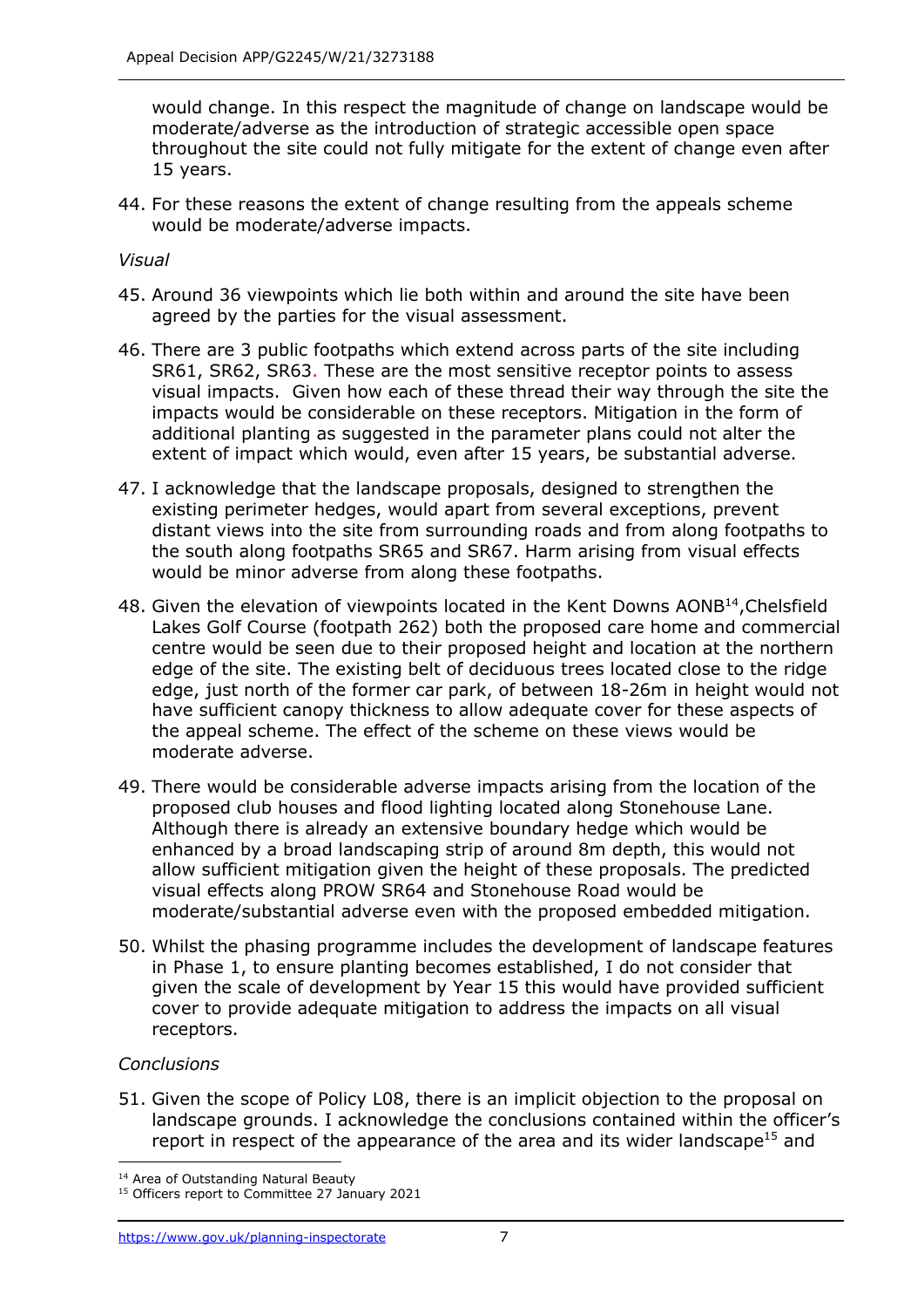would change. In this respect the magnitude of change on landscape would be moderate/adverse as the introduction of strategic accessible open space throughout the site could not fully mitigate for the extent of change even after 15 years.

44. For these reasons the extent of change resulting from the appeals scheme would be moderate/adverse impacts.

*Visual*

45. Around 36 viewpoints which lie both within and around the site have been agreed by the parties for the visual assessment.

46. There are 3 public footpaths which extend across parts of the site including SR61, SR62, SR63. These are the most sensitive receptor points to assess visual impacts. Given how each of these thread their way through the site the impacts would be considerable on these receptors. Mitigation in the form of additional planting as suggested in the parameter plans could not alter the extent of impact which would, even after 15 years, be substantial adverse.

47. I acknowledge that the landscape proposals, designed to strengthen the existing perimeter hedges, would apart from several exceptions, prevent distant views into the site from surrounding roads and from along footpaths to the south along footpaths SR65 and SR67. Harm arising from visual effects would be minor adverse from along these footpaths.

48. Given the elevation of viewpoints located in the Kent Downs AONB[14], Chelsfield Lakes Golf Course (footpath 262) both the proposed care home and commercial centre would be seen due to their proposed height and location at the northern edge of the site. The existing belt of deciduous trees located close to the ridge edge, just north of the former car park, of between 18-26m in height would not have sufficient canopy thickness to allow adequate cover for these aspects of the appeal scheme. The effect of the scheme on these views would be moderate adverse.

49. There would be considerable adverse impacts arising from the location of the proposed club houses and flood lighting located along Stonehouse Lane. Although there is already an extensive boundary hedge which would be enhanced by a broad landscaping strip of around 8m depth, this would not allow sufficient mitigation given the height of these proposals. The predicted visual effects along PROW SR64 and Stonehouse Road would be moderate/substantial adverse even with the proposed embedded mitigation.

50. Whilst the phasing programme includes the development of landscape features in Phase 1, to ensure planting becomes established, I do not consider that given the scale of development by Year 15 this would have provided sufficient cover to provide adequate mitigation to address the impacts on all visual receptors.

*Conclusions*

51. Given the scope of Policy L08, there is an implicit objection to the proposal on landscape grounds. I acknowledge the conclusions contained within the officer's report in respect of the appearance of the area and its wider landscape[15] and

[14] Area of Outstanding Natural Beauty
[15] Officers report to Committee 27 January 2021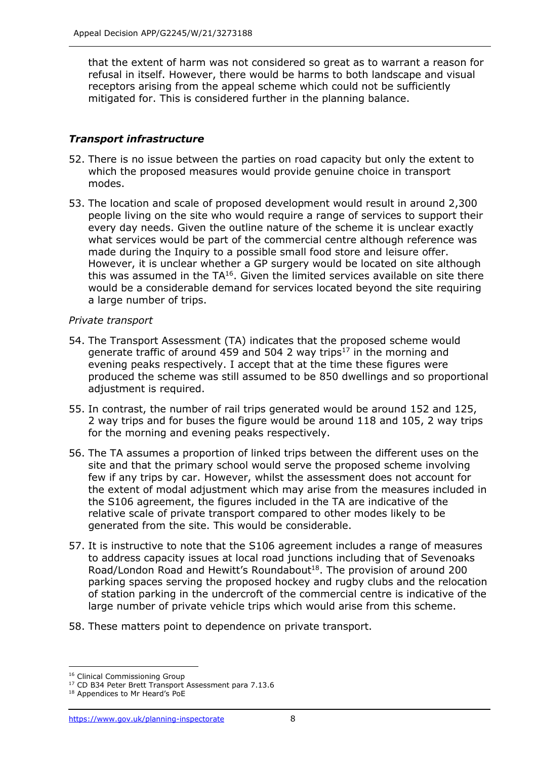that the extent of harm was not considered so great as to warrant a reason for refusal in itself. However, there would be harms to both landscape and visual receptors arising from the appeal scheme which could not be sufficiently mitigated for. This is considered further in the planning balance.

### *Transport infrastructure*

52. There is no issue between the parties on road capacity but only the extent to which the proposed measures would provide genuine choice in transport modes.

53. The location and scale of proposed development would result in around 2,300 people living on the site who would require a range of services to support their every day needs. Given the outline nature of the scheme it is unclear exactly what services would be part of the commercial centre although reference was made during the Inquiry to a possible small food store and leisure offer. However, it is unclear whether a GP surgery would be located on site although this was assumed in the TA[16]. Given the limited services available on site there would be a considerable demand for services located beyond the site requiring a large number of trips.

*Private transport*

54. The Transport Assessment (TA) indicates that the proposed scheme would generate traffic of around 459 and 504 2 way trips[17] in the morning and evening peaks respectively. I accept that at the time these figures were produced the scheme was still assumed to be 850 dwellings and so proportional adjustment is required.

55. In contrast, the number of rail trips generated would be around 152 and 125, 2 way trips and for buses the figure would be around 118 and 105, 2 way trips for the morning and evening peaks respectively.

56. The TA assumes a proportion of linked trips between the different uses on the site and that the primary school would serve the proposed scheme involving few if any trips by car. However, whilst the assessment does not account for the extent of modal adjustment which may arise from the measures included in the S106 agreement, the figures included in the TA are indicative of the relative scale of private transport compared to other modes likely to be generated from the site. This would be considerable.

57. It is instructive to note that the S106 agreement includes a range of measures to address capacity issues at local road junctions including that of Sevenoaks Road/London Road and Hewitt's Roundabout[18]. The provision of around 200 parking spaces serving the proposed hockey and rugby clubs and the relocation of station parking in the undercroft of the commercial centre is indicative of the large number of private vehicle trips which would arise from this scheme.

58. These matters point to dependence on private transport.

---

[16] Clinical Commissioning Group

[17] CD B34 Peter Brett Transport Assessment para 7.13.6

[18] Appendices to Mr Heard's PoE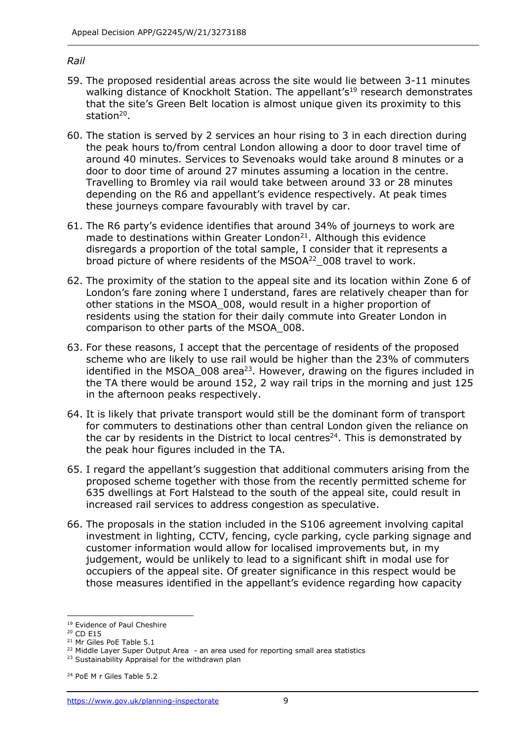*Rail*

59. The proposed residential areas across the site would lie between 3-11 minutes walking distance of Knockholt Station. The appellant's[19] research demonstrates that the site's Green Belt location is almost unique given its proximity to this station[20].

60. The station is served by 2 services an hour rising to 3 in each direction during the peak hours to/from central London allowing a door to door travel time of around 40 minutes. Services to Sevenoaks would take around 8 minutes or a door to door time of around 27 minutes assuming a location in the centre. Travelling to Bromley via rail would take between around 33 or 28 minutes depending on the R6 and appellant's evidence respectively. At peak times these journeys compare favourably with travel by car.

61. The R6 party's evidence identifies that around 34% of journeys to work are made to destinations within Greater London[21]. Although this evidence disregards a proportion of the total sample, I consider that it represents a broad picture of where residents of the MSOA[22]_008 travel to work.

62. The proximity of the station to the appeal site and its location within Zone 6 of London's fare zoning where I understand, fares are relatively cheaper than for other stations in the MSOA_008, would result in a higher proportion of residents using the station for their daily commute into Greater London in comparison to other parts of the MSOA_008.

63. For these reasons, I accept that the percentage of residents of the proposed scheme who are likely to use rail would be higher than the 23% of commuters identified in the MSOA_008 area[23]. However, drawing on the figures included in the TA there would be around 152, 2 way rail trips in the morning and just 125 in the afternoon peaks respectively.

64. It is likely that private transport would still be the dominant form of transport for commuters to destinations other than central London given the reliance on the car by residents in the District to local centres[24]. This is demonstrated by the peak hour figures included in the TA.

65. I regard the appellant's suggestion that additional commuters arising from the proposed scheme together with those from the recently permitted scheme for 635 dwellings at Fort Halstead to the south of the appeal site, could result in increased rail services to address congestion as speculative.

66. The proposals in the station included in the S106 agreement involving capital investment in lighting, CCTV, fencing, cycle parking, cycle parking signage and customer information would allow for localised improvements but, in my judgement, would be unlikely to lead to a significant shift in modal use for occupiers of the appeal site. Of greater significance in this respect would be those measures identified in the appellant's evidence regarding how capacity

---

[19] Evidence of Paul Cheshire

[20] CD E15

[21] Mr Giles PoE Table 5.1

[22] Middle Layer Super Output Area - an area used for reporting small area statistics

[23] Sustainability Appraisal for the withdrawn plan

[24] PoE M r Giles Table 5.2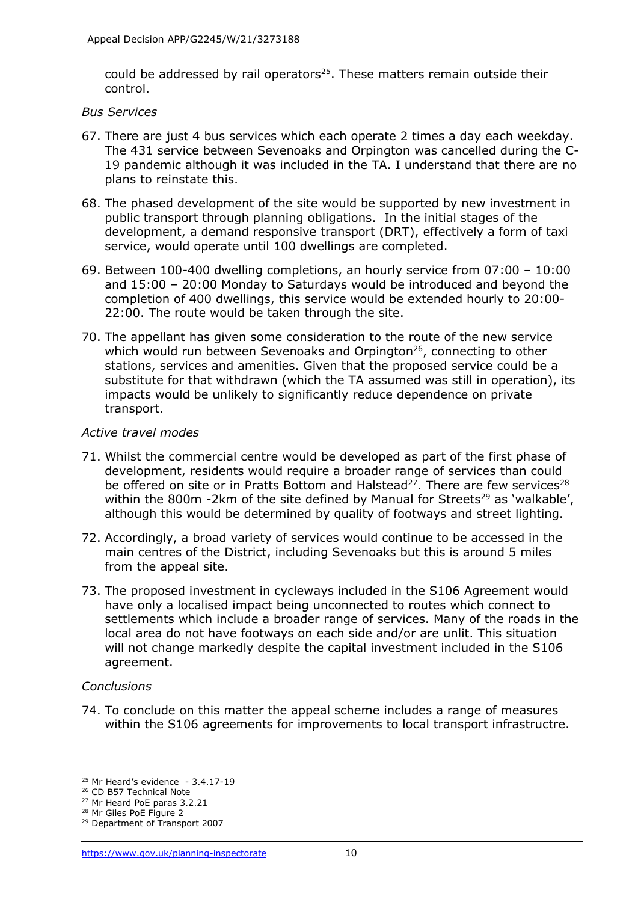could be addressed by rail operators[25]. These matters remain outside their control.

*Bus Services*

67. There are just 4 bus services which each operate 2 times a day each weekday. The 431 service between Sevenoaks and Orpington was cancelled during the C-19 pandemic although it was included in the TA. I understand that there are no plans to reinstate this.

68. The phased development of the site would be supported by new investment in public transport through planning obligations. In the initial stages of the development, a demand responsive transport (DRT), effectively a form of taxi service, would operate until 100 dwellings are completed.

69. Between 100-400 dwelling completions, an hourly service from 07:00 – 10:00 and 15:00 – 20:00 Monday to Saturdays would be introduced and beyond the completion of 400 dwellings, this service would be extended hourly to 20:00-22:00. The route would be taken through the site.

70. The appellant has given some consideration to the route of the new service which would run between Sevenoaks and Orpington[26], connecting to other stations, services and amenities. Given that the proposed service could be a substitute for that withdrawn (which the TA assumed was still in operation), its impacts would be unlikely to significantly reduce dependence on private transport.

*Active travel modes*

71. Whilst the commercial centre would be developed as part of the first phase of development, residents would require a broader range of services than could be offered on site or in Pratts Bottom and Halstead[27]. There are few services[28] within the 800m -2km of the site defined by Manual for Streets[29] as 'walkable', although this would be determined by quality of footways and street lighting.

72. Accordingly, a broad variety of services would continue to be accessed in the main centres of the District, including Sevenoaks but this is around 5 miles from the appeal site.

73. The proposed investment in cycleways included in the S106 Agreement would have only a localised impact being unconnected to routes which connect to settlements which include a broader range of services. Many of the roads in the local area do not have footways on each side and/or are unlit. This situation will not change markedly despite the capital investment included in the S106 agreement.

*Conclusions*

74. To conclude on this matter the appeal scheme includes a range of measures within the S106 agreements for improvements to local transport infrastructre.

---

[25] Mr Heard's evidence - 3.4.17-19
[26] CD B57 Technical Note
[27] Mr Heard PoE paras 3.2.21
[28] Mr Giles PoE Figure 2
[29] Department of Transport 2007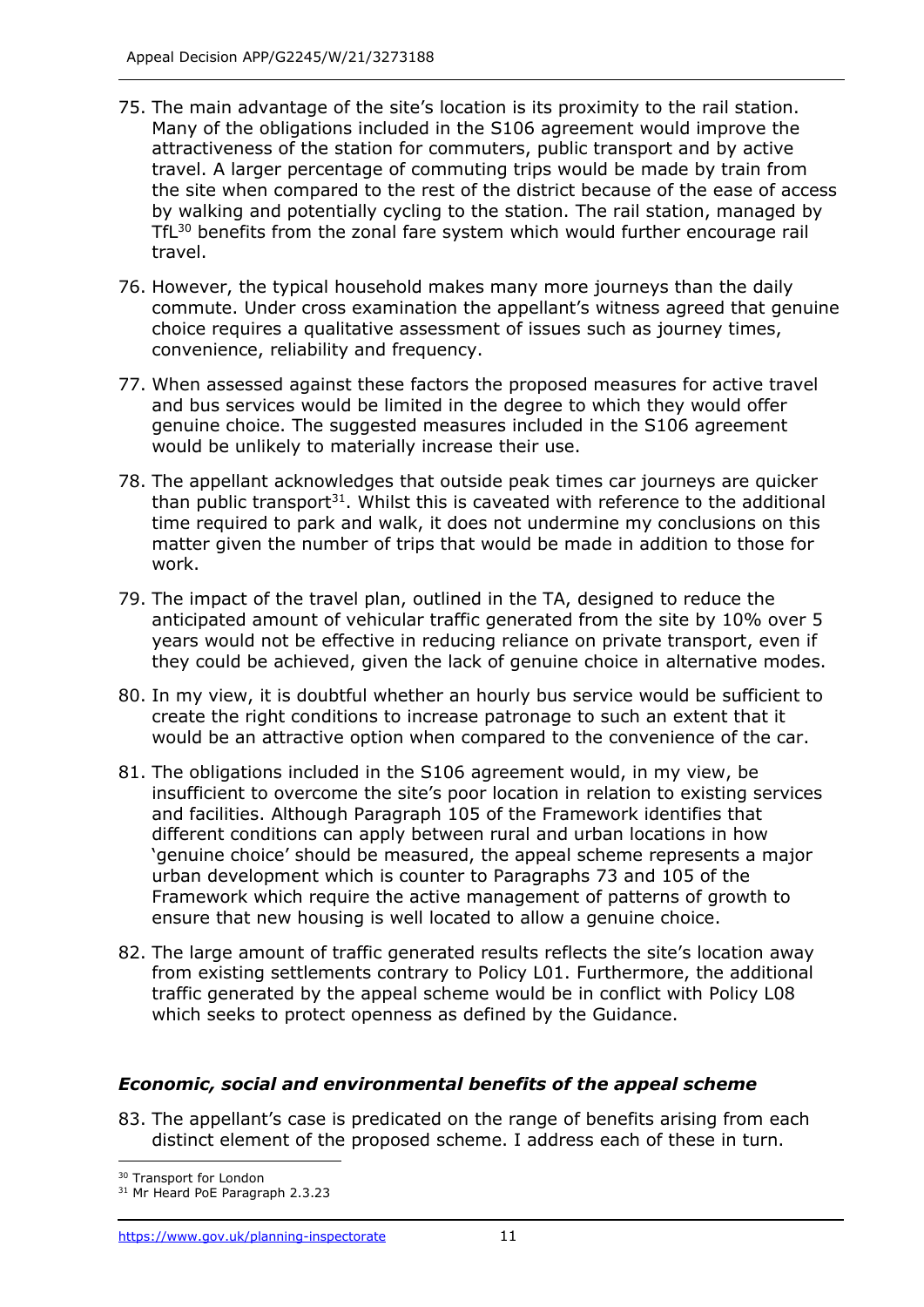75. The main advantage of the site's location is its proximity to the rail station. Many of the obligations included in the S106 agreement would improve the attractiveness of the station for commuters, public transport and by active travel. A larger percentage of commuting trips would be made by train from the site when compared to the rest of the district because of the ease of access by walking and potentially cycling to the station. The rail station, managed by TfL[30] benefits from the zonal fare system which would further encourage rail travel.

76. However, the typical household makes many more journeys than the daily commute. Under cross examination the appellant's witness agreed that genuine choice requires a qualitative assessment of issues such as journey times, convenience, reliability and frequency.

77. When assessed against these factors the proposed measures for active travel and bus services would be limited in the degree to which they would offer genuine choice. The suggested measures included in the S106 agreement would be unlikely to materially increase their use.

78. The appellant acknowledges that outside peak times car journeys are quicker than public transport[31]. Whilst this is caveated with reference to the additional time required to park and walk, it does not undermine my conclusions on this matter given the number of trips that would be made in addition to those for work.

79. The impact of the travel plan, outlined in the TA, designed to reduce the anticipated amount of vehicular traffic generated from the site by 10% over 5 years would not be effective in reducing reliance on private transport, even if they could be achieved, given the lack of genuine choice in alternative modes.

80. In my view, it is doubtful whether an hourly bus service would be sufficient to create the right conditions to increase patronage to such an extent that it would be an attractive option when compared to the convenience of the car.

81. The obligations included in the S106 agreement would, in my view, be insufficient to overcome the site's poor location in relation to existing services and facilities. Although Paragraph 105 of the Framework identifies that different conditions can apply between rural and urban locations in how 'genuine choice' should be measured, the appeal scheme represents a major urban development which is counter to Paragraphs 73 and 105 of the Framework which require the active management of patterns of growth to ensure that new housing is well located to allow a genuine choice.

82. The large amount of traffic generated results reflects the site's location away from existing settlements contrary to Policy L01. Furthermore, the additional traffic generated by the appeal scheme would be in conflict with Policy L08 which seeks to protect openness as defined by the Guidance.

### *Economic, social and environmental benefits of the appeal scheme*

83. The appellant's case is predicated on the range of benefits arising from each distinct element of the proposed scheme. I address each of these in turn.

---

[30] Transport for London

[31] Mr Heard PoE Paragraph 2.3.23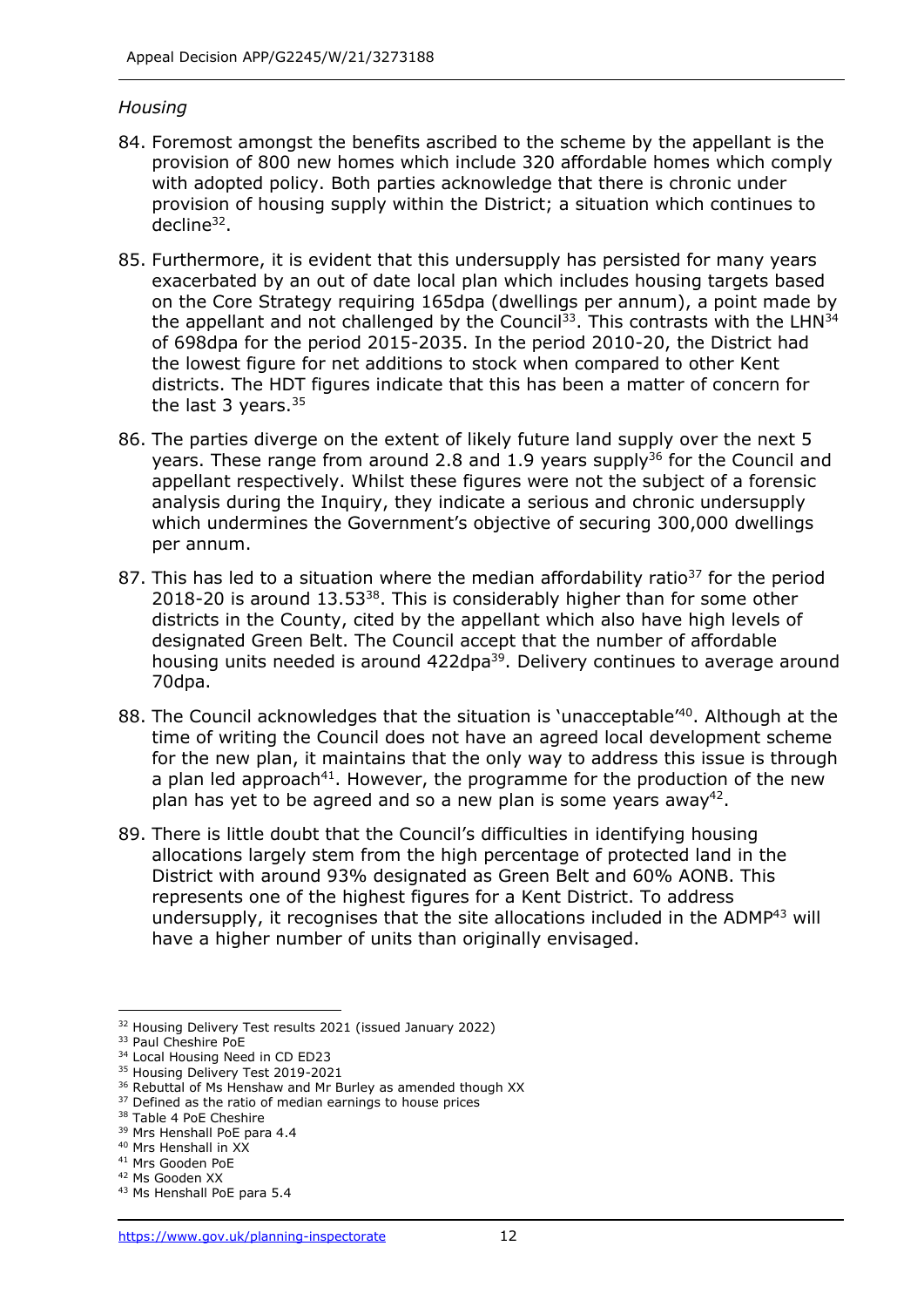*Housing*

84. Foremost amongst the benefits ascribed to the scheme by the appellant is the provision of 800 new homes which include 320 affordable homes which comply with adopted policy. Both parties acknowledge that there is chronic under provision of housing supply within the District; a situation which continues to decline[32].

85. Furthermore, it is evident that this undersupply has persisted for many years exacerbated by an out of date local plan which includes housing targets based on the Core Strategy requiring 165dpa (dwellings per annum), a point made by the appellant and not challenged by the Council[33]. This contrasts with the LHN[34] of 698dpa for the period 2015-2035. In the period 2010-20, the District had the lowest figure for net additions to stock when compared to other Kent districts. The HDT figures indicate that this has been a matter of concern for the last 3 years.[35]

86. The parties diverge on the extent of likely future land supply over the next 5 years. These range from around 2.8 and 1.9 years supply[36] for the Council and appellant respectively. Whilst these figures were not the subject of a forensic analysis during the Inquiry, they indicate a serious and chronic undersupply which undermines the Government's objective of securing 300,000 dwellings per annum.

87. This has led to a situation where the median affordability ratio[37] for the period 2018-20 is around 13.53[38]. This is considerably higher than for some other districts in the County, cited by the appellant which also have high levels of designated Green Belt. The Council accept that the number of affordable housing units needed is around 422dpa[39]. Delivery continues to average around 70dpa.

88. The Council acknowledges that the situation is 'unacceptable'[40]. Although at the time of writing the Council does not have an agreed local development scheme for the new plan, it maintains that the only way to address this issue is through a plan led approach[41]. However, the programme for the production of the new plan has yet to be agreed and so a new plan is some years away[42].

89. There is little doubt that the Council's difficulties in identifying housing allocations largely stem from the high percentage of protected land in the District with around 93% designated as Green Belt and 60% AONB. This represents one of the highest figures for a Kent District. To address undersupply, it recognises that the site allocations included in the ADMP[43] will have a higher number of units than originally envisaged.

---

[32] Housing Delivery Test results 2021 (issued January 2022)
[33] Paul Cheshire PoE
[34] Local Housing Need in CD ED23
[35] Housing Delivery Test 2019-2021
[36] Rebuttal of Ms Henshaw and Mr Burley as amended though XX
[37] Defined as the ratio of median earnings to house prices
[38] Table 4 PoE Cheshire
[39] Mrs Henshall PoE para 4.4
[40] Mrs Henshall in XX
[41] Mrs Gooden PoE
[42] Ms Gooden XX
[43] Ms Henshall PoE para 5.4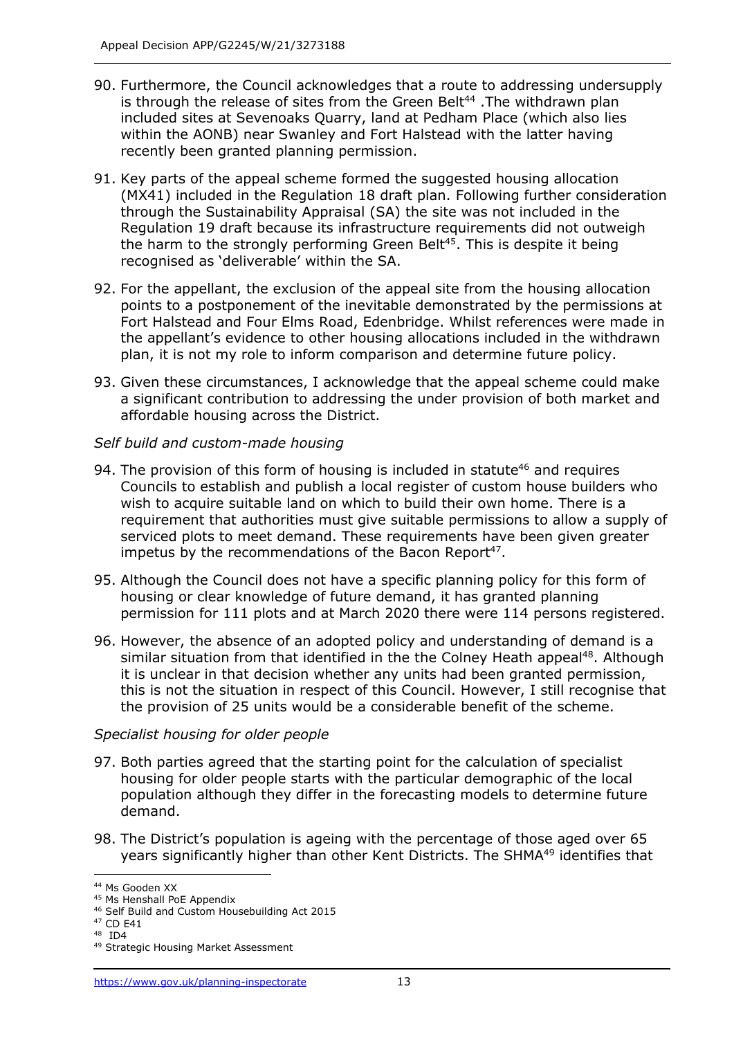90. Furthermore, the Council acknowledges that a route to addressing undersupply is through the release of sites from the Green Belt[44] .The withdrawn plan included sites at Sevenoaks Quarry, land at Pedham Place (which also lies within the AONB) near Swanley and Fort Halstead with the latter having recently been granted planning permission.

91. Key parts of the appeal scheme formed the suggested housing allocation (MX41) included in the Regulation 18 draft plan. Following further consideration through the Sustainability Appraisal (SA) the site was not included in the Regulation 19 draft because its infrastructure requirements did not outweigh the harm to the strongly performing Green Belt[45]. This is despite it being recognised as 'deliverable' within the SA.

92. For the appellant, the exclusion of the appeal site from the housing allocation points to a postponement of the inevitable demonstrated by the permissions at Fort Halstead and Four Elms Road, Edenbridge. Whilst references were made in the appellant's evidence to other housing allocations included in the withdrawn plan, it is not my role to inform comparison and determine future policy.

93. Given these circumstances, I acknowledge that the appeal scheme could make a significant contribution to addressing the under provision of both market and affordable housing across the District.

*Self build and custom-made housing*

94. The provision of this form of housing is included in statute[46] and requires Councils to establish and publish a local register of custom house builders who wish to acquire suitable land on which to build their own home. There is a requirement that authorities must give suitable permissions to allow a supply of serviced plots to meet demand. These requirements have been given greater impetus by the recommendations of the Bacon Report[47].

95. Although the Council does not have a specific planning policy for this form of housing or clear knowledge of future demand, it has granted planning permission for 111 plots and at March 2020 there were 114 persons registered.

96. However, the absence of an adopted policy and understanding of demand is a similar situation from that identified in the the Colney Heath appeal[48]. Although it is unclear in that decision whether any units had been granted permission, this is not the situation in respect of this Council. However, I still recognise that the provision of 25 units would be a considerable benefit of the scheme.

*Specialist housing for older people*

97. Both parties agreed that the starting point for the calculation of specialist housing for older people starts with the particular demographic of the local population although they differ in the forecasting models to determine future demand.

98. The District's population is ageing with the percentage of those aged over 65 years significantly higher than other Kent Districts. The SHMA[49] identifies that

---

[44] Ms Gooden XX
[45] Ms Henshall PoE Appendix
[46] Self Build and Custom Housebuilding Act 2015
[47] CD E41
[48] ID4
[49] Strategic Housing Market Assessment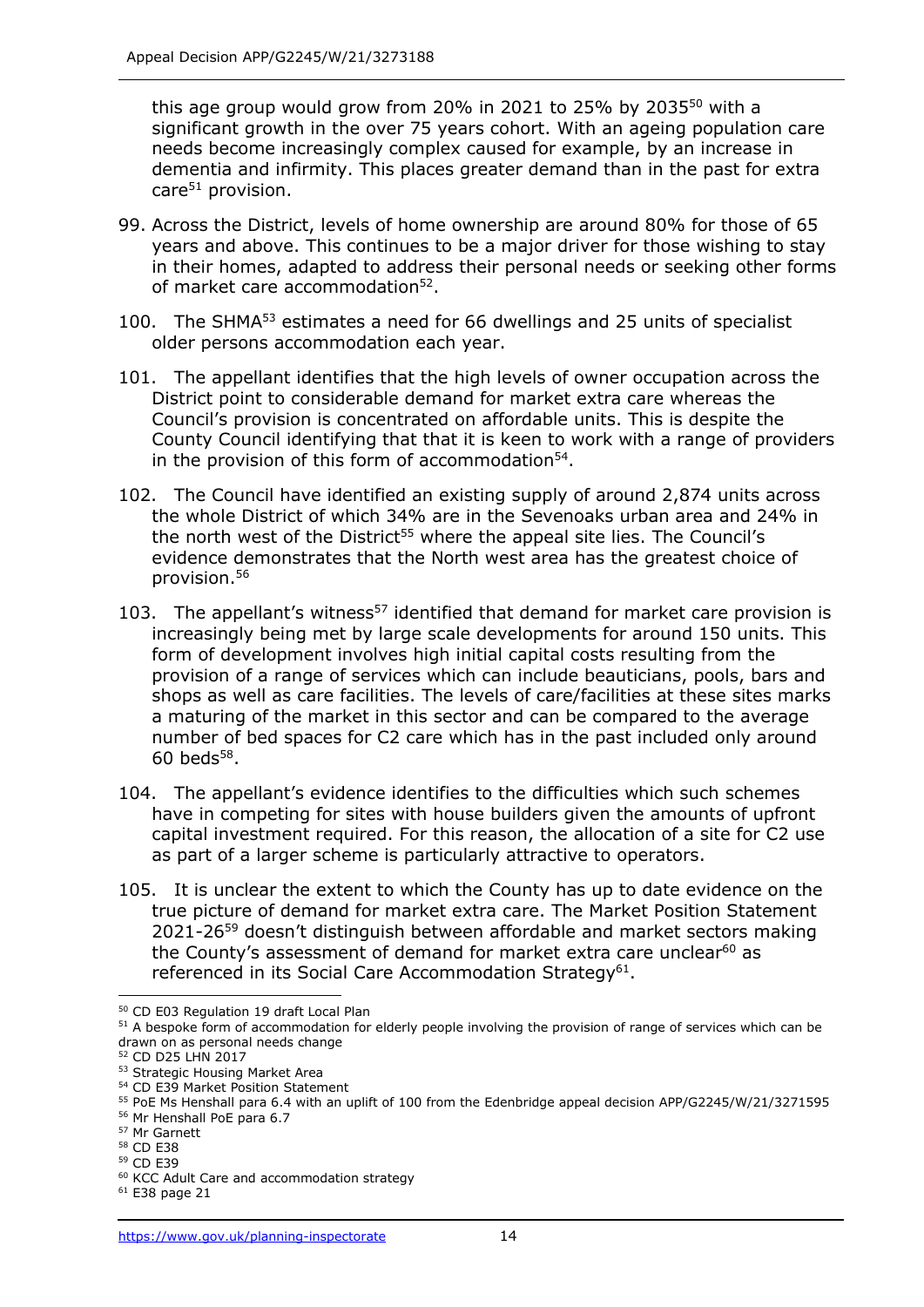this age group would grow from 20% in 2021 to 25% by 2035[50] with a significant growth in the over 75 years cohort. With an ageing population care needs become increasingly complex caused for example, by an increase in dementia and infirmity. This places greater demand than in the past for extra care[51] provision.

99. Across the District, levels of home ownership are around 80% for those of 65 years and above. This continues to be a major driver for those wishing to stay in their homes, adapted to address their personal needs or seeking other forms of market care accommodation[52].

100. The SHMA[53] estimates a need for 66 dwellings and 25 units of specialist older persons accommodation each year.

101. The appellant identifies that the high levels of owner occupation across the District point to considerable demand for market extra care whereas the Council's provision is concentrated on affordable units. This is despite the County Council identifying that that it is keen to work with a range of providers in the provision of this form of accommodation[54].

102. The Council have identified an existing supply of around 2,874 units across the whole District of which 34% are in the Sevenoaks urban area and 24% in the north west of the District[55] where the appeal site lies. The Council's evidence demonstrates that the North west area has the greatest choice of provision.[56]

103. The appellant's witness[57] identified that demand for market care provision is increasingly being met by large scale developments for around 150 units. This form of development involves high initial capital costs resulting from the provision of a range of services which can include beauticians, pools, bars and shops as well as care facilities. The levels of care/facilities at these sites marks a maturing of the market in this sector and can be compared to the average number of bed spaces for C2 care which has in the past included only around 60 beds[58].

104. The appellant's evidence identifies to the difficulties which such schemes have in competing for sites with house builders given the amounts of upfront capital investment required. For this reason, the allocation of a site for C2 use as part of a larger scheme is particularly attractive to operators.

105. It is unclear the extent to which the County has up to date evidence on the true picture of demand for market extra care. The Market Position Statement 2021-26[59] doesn't distinguish between affordable and market sectors making the County's assessment of demand for market extra care unclear[60] as referenced in its Social Care Accommodation Strategy[61].

---

[50] CD E03 Regulation 19 draft Local Plan
[51] A bespoke form of accommodation for elderly people involving the provision of range of services which can be drawn on as personal needs change
[52] CD D25 LHN 2017
[53] Strategic Housing Market Area
[54] CD E39 Market Position Statement
[55] PoE Ms Henshall para 6.4 with an uplift of 100 from the Edenbridge appeal decision APP/G2245/W/21/3271595
[56] Mr Henshall PoE para 6.7
[57] Mr Garnett
[58] CD E38
[59] CD E39
[60] KCC Adult Care and accommodation strategy
[61] E38 page 21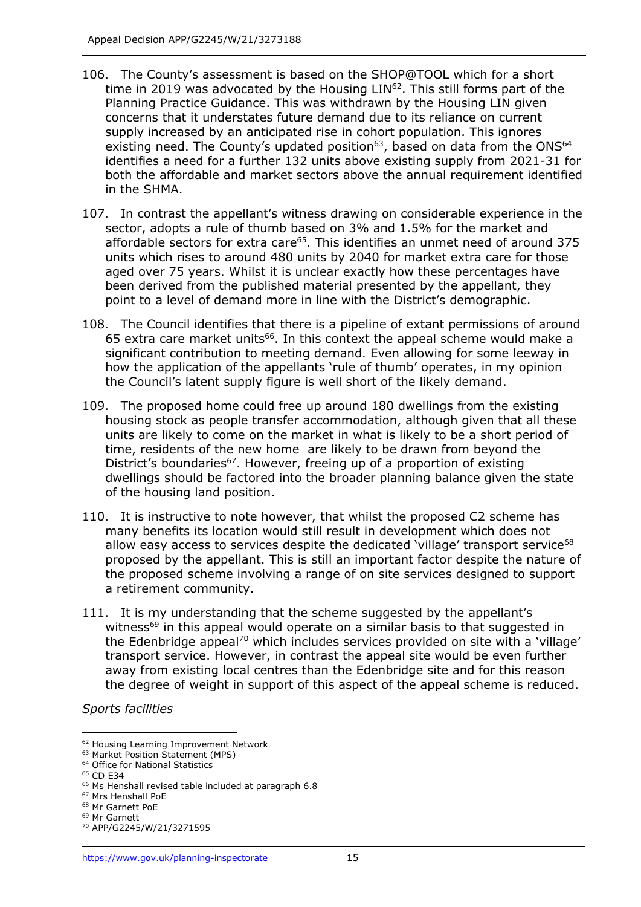106. The County's assessment is based on the SHOP@TOOL which for a short time in 2019 was advocated by the Housing LIN[62]. This still forms part of the Planning Practice Guidance. This was withdrawn by the Housing LIN given concerns that it understates future demand due to its reliance on current supply increased by an anticipated rise in cohort population. This ignores existing need. The County's updated position[63], based on data from the ONS[64] identifies a need for a further 132 units above existing supply from 2021-31 for both the affordable and market sectors above the annual requirement identified in the SHMA.

107. In contrast the appellant's witness drawing on considerable experience in the sector, adopts a rule of thumb based on 3% and 1.5% for the market and affordable sectors for extra care[65]. This identifies an unmet need of around 375 units which rises to around 480 units by 2040 for market extra care for those aged over 75 years. Whilst it is unclear exactly how these percentages have been derived from the published material presented by the appellant, they point to a level of demand more in line with the District's demographic.

108. The Council identifies that there is a pipeline of extant permissions of around 65 extra care market units[66]. In this context the appeal scheme would make a significant contribution to meeting demand. Even allowing for some leeway in how the application of the appellants 'rule of thumb' operates, in my opinion the Council's latent supply figure is well short of the likely demand.

109. The proposed home could free up around 180 dwellings from the existing housing stock as people transfer accommodation, although given that all these units are likely to come on the market in what is likely to be a short period of time, residents of the new home are likely to be drawn from beyond the District's boundaries[67]. However, freeing up of a proportion of existing dwellings should be factored into the broader planning balance given the state of the housing land position.

110. It is instructive to note however, that whilst the proposed C2 scheme has many benefits its location would still result in development which does not allow easy access to services despite the dedicated 'village' transport service[68] proposed by the appellant. This is still an important factor despite the nature of the proposed scheme involving a range of on site services designed to support a retirement community.

111. It is my understanding that the scheme suggested by the appellant's witness[69] in this appeal would operate on a similar basis to that suggested in the Edenbridge appeal[70] which includes services provided on site with a 'village' transport service. However, in contrast the appeal site would be even further away from existing local centres than the Edenbridge site and for this reason the degree of weight in support of this aspect of the appeal scheme is reduced.

*Sports facilities*

---

[62] Housing Learning Improvement Network
[63] Market Position Statement (MPS)
[64] Office for National Statistics
[65] CD E34
[66] Ms Henshall revised table included at paragraph 6.8
[67] Mrs Henshall PoE
[68] Mr Garnett PoE
[69] Mr Garnett
[70] APP/G2245/W/21/3271595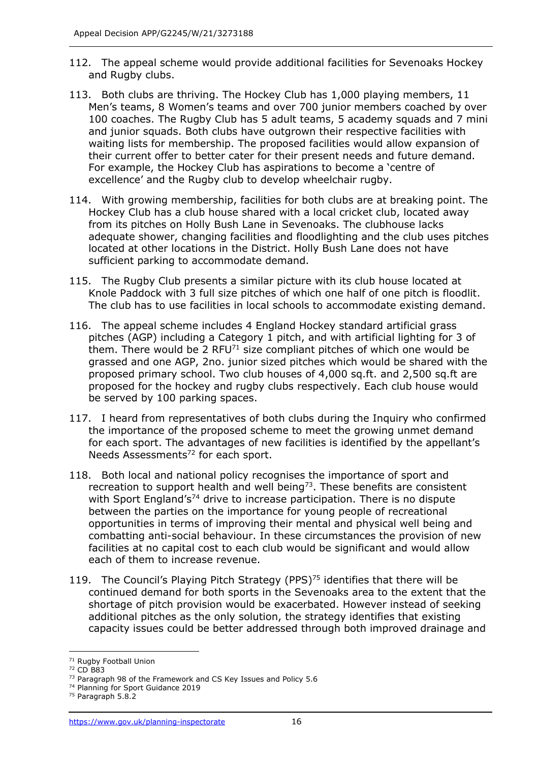112. The appeal scheme would provide additional facilities for Sevenoaks Hockey and Rugby clubs.

113. Both clubs are thriving. The Hockey Club has 1,000 playing members, 11 Men's teams, 8 Women's teams and over 700 junior members coached by over 100 coaches. The Rugby Club has 5 adult teams, 5 academy squads and 7 mini and junior squads. Both clubs have outgrown their respective facilities with waiting lists for membership. The proposed facilities would allow expansion of their current offer to better cater for their present needs and future demand. For example, the Hockey Club has aspirations to become a 'centre of excellence' and the Rugby club to develop wheelchair rugby.

114. With growing membership, facilities for both clubs are at breaking point. The Hockey Club has a club house shared with a local cricket club, located away from its pitches on Holly Bush Lane in Sevenoaks. The clubhouse lacks adequate shower, changing facilities and floodlighting and the club uses pitches located at other locations in the District. Holly Bush Lane does not have sufficient parking to accommodate demand.

115. The Rugby Club presents a similar picture with its club house located at Knole Paddock with 3 full size pitches of which one half of one pitch is floodlit. The club has to use facilities in local schools to accommodate existing demand.

116. The appeal scheme includes 4 England Hockey standard artificial grass pitches (AGP) including a Category 1 pitch, and with artificial lighting for 3 of them. There would be 2 RFU[71] size compliant pitches of which one would be grassed and one AGP, 2no. junior sized pitches which would be shared with the proposed primary school. Two club houses of 4,000 sq.ft. and 2,500 sq.ft are proposed for the hockey and rugby clubs respectively. Each club house would be served by 100 parking spaces.

117. I heard from representatives of both clubs during the Inquiry who confirmed the importance of the proposed scheme to meet the growing unmet demand for each sport. The advantages of new facilities is identified by the appellant's Needs Assessments[72] for each sport.

118. Both local and national policy recognises the importance of sport and recreation to support health and well being[73]. These benefits are consistent with Sport England's[74] drive to increase participation. There is no dispute between the parties on the importance for young people of recreational opportunities in terms of improving their mental and physical well being and combatting anti-social behaviour. In these circumstances the provision of new facilities at no capital cost to each club would be significant and would allow each of them to increase revenue.

119. The Council's Playing Pitch Strategy (PPS)[75] identifies that there will be continued demand for both sports in the Sevenoaks area to the extent that the shortage of pitch provision would be exacerbated. However instead of seeking additional pitches as the only solution, the strategy identifies that existing capacity issues could be better addressed through both improved drainage and

---

[71] Rugby Football Union

[72] CD B83

[73] Paragraph 98 of the Framework and CS Key Issues and Policy 5.6

[74] Planning for Sport Guidance 2019

[75] Paragraph 5.8.2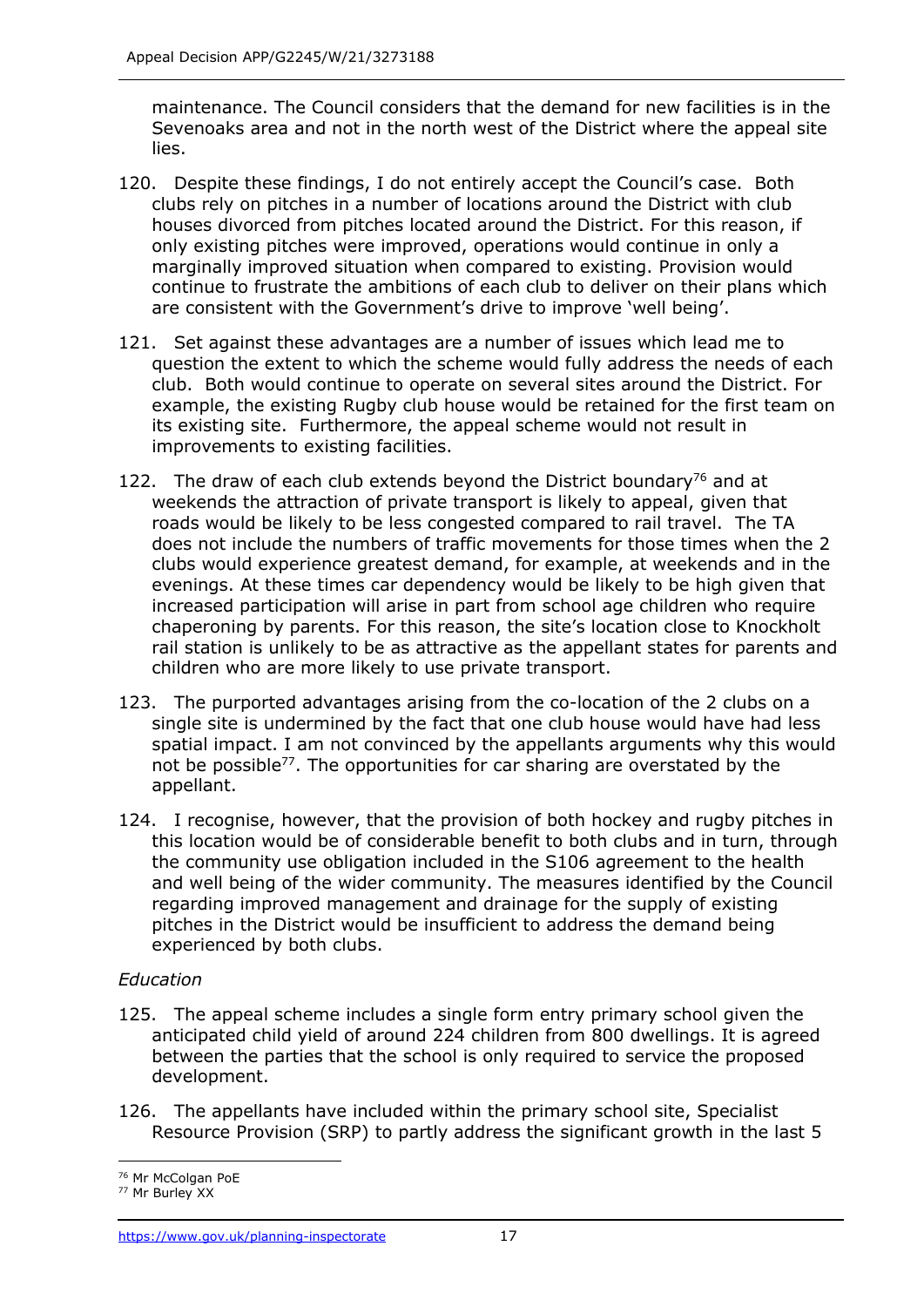maintenance. The Council considers that the demand for new facilities is in the Sevenoaks area and not in the north west of the District where the appeal site lies.

120. Despite these findings, I do not entirely accept the Council's case. Both clubs rely on pitches in a number of locations around the District with club houses divorced from pitches located around the District. For this reason, if only existing pitches were improved, operations would continue in only a marginally improved situation when compared to existing. Provision would continue to frustrate the ambitions of each club to deliver on their plans which are consistent with the Government's drive to improve 'well being'.

121. Set against these advantages are a number of issues which lead me to question the extent to which the scheme would fully address the needs of each club. Both would continue to operate on several sites around the District. For example, the existing Rugby club house would be retained for the first team on its existing site. Furthermore, the appeal scheme would not result in improvements to existing facilities.

122. The draw of each club extends beyond the District boundary[76] and at weekends the attraction of private transport is likely to appeal, given that roads would be likely to be less congested compared to rail travel. The TA does not include the numbers of traffic movements for those times when the 2 clubs would experience greatest demand, for example, at weekends and in the evenings. At these times car dependency would be likely to be high given that increased participation will arise in part from school age children who require chaperoning by parents. For this reason, the site's location close to Knockholt rail station is unlikely to be as attractive as the appellant states for parents and children who are more likely to use private transport.

123. The purported advantages arising from the co-location of the 2 clubs on a single site is undermined by the fact that one club house would have had less spatial impact. I am not convinced by the appellants arguments why this would not be possible[77]. The opportunities for car sharing are overstated by the appellant.

124. I recognise, however, that the provision of both hockey and rugby pitches in this location would be of considerable benefit to both clubs and in turn, through the community use obligation included in the S106 agreement to the health and well being of the wider community. The measures identified by the Council regarding improved management and drainage for the supply of existing pitches in the District would be insufficient to address the demand being experienced by both clubs.

*Education*

125. The appeal scheme includes a single form entry primary school given the anticipated child yield of around 224 children from 800 dwellings. It is agreed between the parties that the school is only required to service the proposed development.

126. The appellants have included within the primary school site, Specialist Resource Provision (SRP) to partly address the significant growth in the last 5

[76] Mr McColgan PoE
[77] Mr Burley XX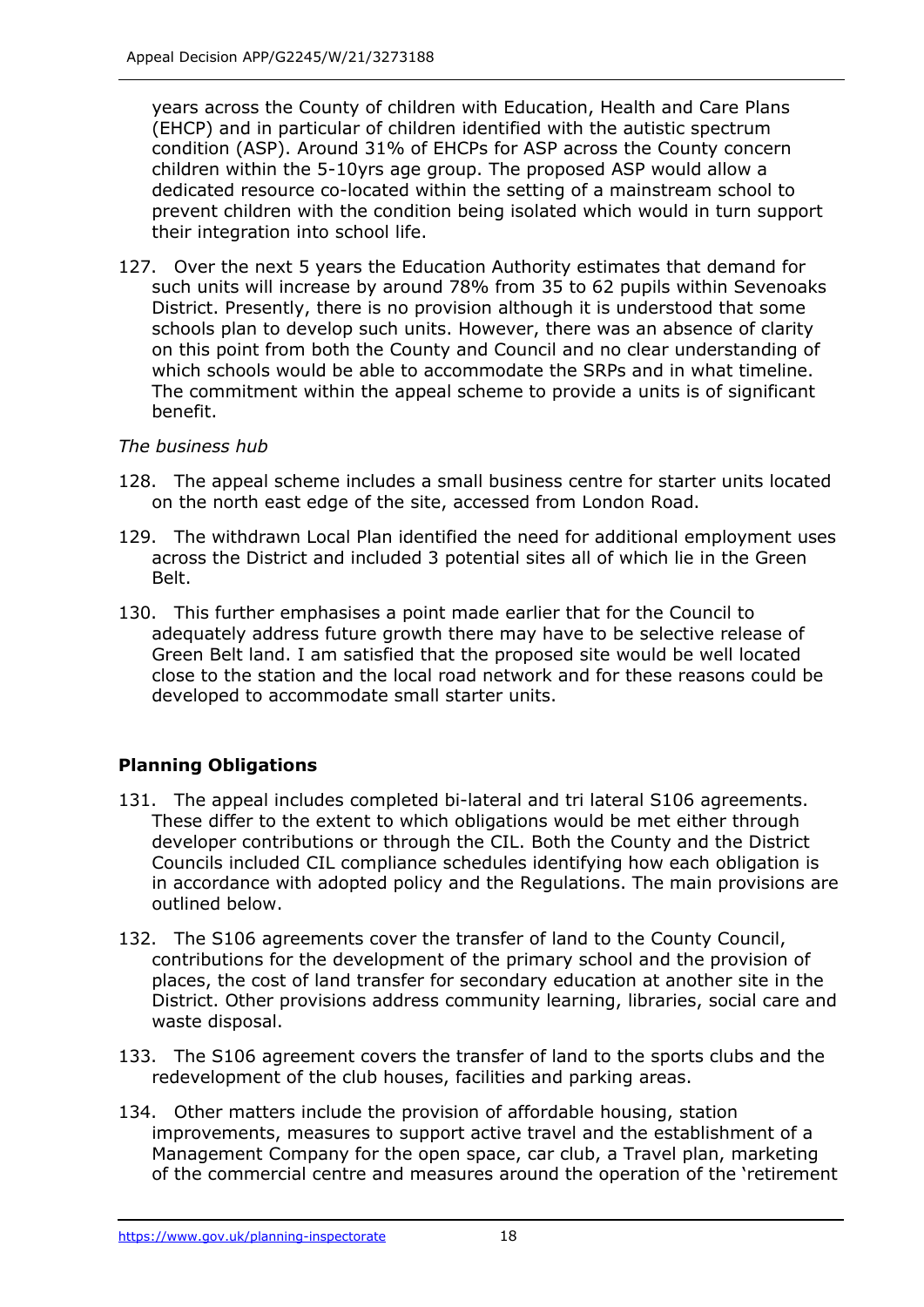years across the County of children with Education, Health and Care Plans (EHCP) and in particular of children identified with the autistic spectrum condition (ASP). Around 31% of EHCPs for ASP across the County concern children within the 5-10yrs age group. The proposed ASP would allow a dedicated resource co-located within the setting of a mainstream school to prevent children with the condition being isolated which would in turn support their integration into school life.

127. Over the next 5 years the Education Authority estimates that demand for such units will increase by around 78% from 35 to 62 pupils within Sevenoaks District. Presently, there is no provision although it is understood that some schools plan to develop such units. However, there was an absence of clarity on this point from both the County and Council and no clear understanding of which schools would be able to accommodate the SRPs and in what timeline. The commitment within the appeal scheme to provide a units is of significant benefit.

*The business hub*

128. The appeal scheme includes a small business centre for starter units located on the north east edge of the site, accessed from London Road.

129. The withdrawn Local Plan identified the need for additional employment uses across the District and included 3 potential sites all of which lie in the Green Belt.

130. This further emphasises a point made earlier that for the Council to adequately address future growth there may have to be selective release of Green Belt land. I am satisfied that the proposed site would be well located close to the station and the local road network and for these reasons could be developed to accommodate small starter units.

## Planning Obligations

131. The appeal includes completed bi-lateral and tri lateral S106 agreements. These differ to the extent to which obligations would be met either through developer contributions or through the CIL. Both the County and the District Councils included CIL compliance schedules identifying how each obligation is in accordance with adopted policy and the Regulations. The main provisions are outlined below.

132. The S106 agreements cover the transfer of land to the County Council, contributions for the development of the primary school and the provision of places, the cost of land transfer for secondary education at another site in the District. Other provisions address community learning, libraries, social care and waste disposal.

133. The S106 agreement covers the transfer of land to the sports clubs and the redevelopment of the club houses, facilities and parking areas.

134. Other matters include the provision of affordable housing, station improvements, measures to support active travel and the establishment of a Management Company for the open space, car club, a Travel plan, marketing of the commercial centre and measures around the operation of the 'retirement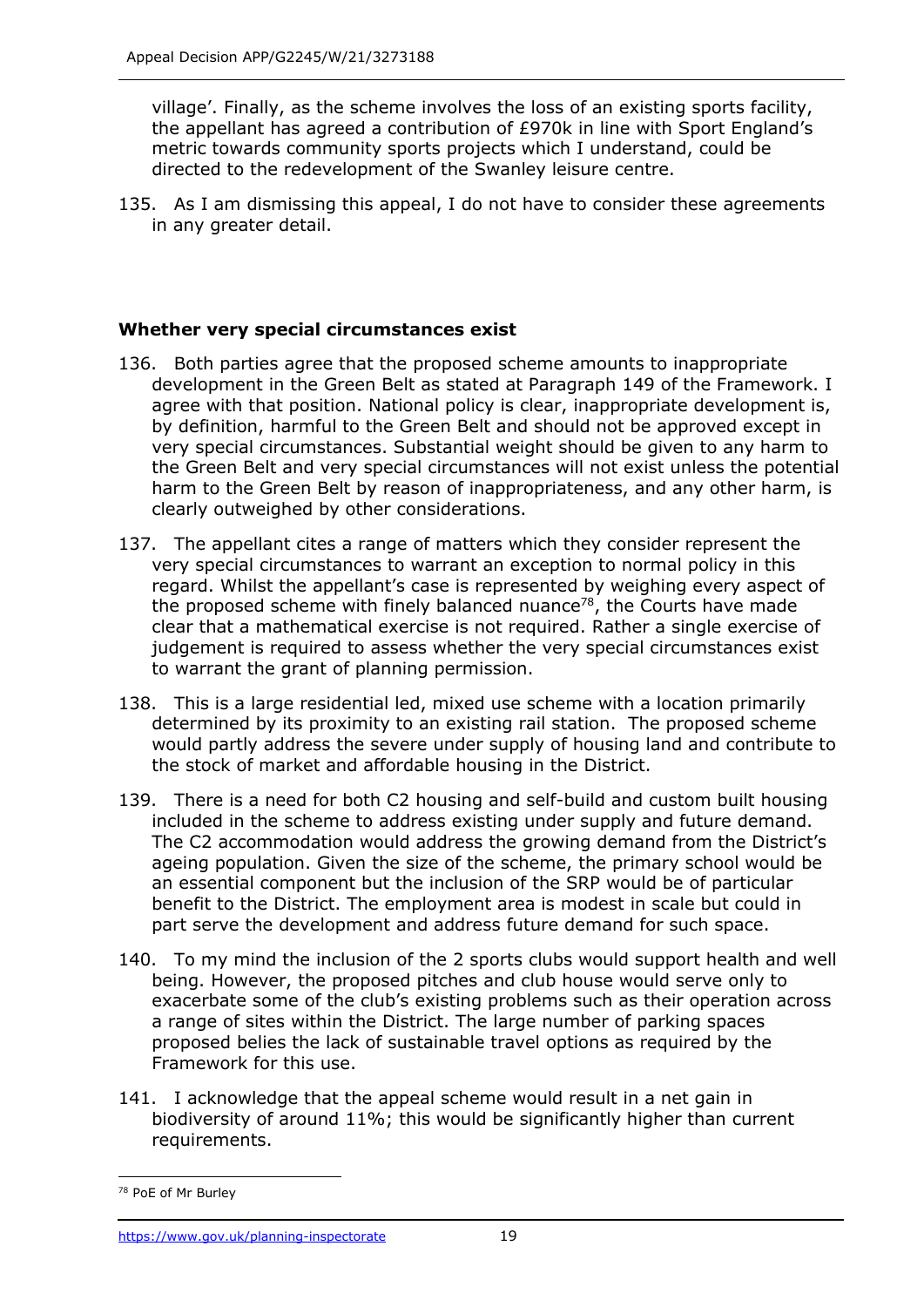village'. Finally, as the scheme involves the loss of an existing sports facility, the appellant has agreed a contribution of £970k in line with Sport England's metric towards community sports projects which I understand, could be directed to the redevelopment of the Swanley leisure centre.

135. As I am dismissing this appeal, I do not have to consider these agreements in any greater detail.

**Whether very special circumstances exist**

136. Both parties agree that the proposed scheme amounts to inappropriate development in the Green Belt as stated at Paragraph 149 of the Framework. I agree with that position. National policy is clear, inappropriate development is, by definition, harmful to the Green Belt and should not be approved except in very special circumstances. Substantial weight should be given to any harm to the Green Belt and very special circumstances will not exist unless the potential harm to the Green Belt by reason of inappropriateness, and any other harm, is clearly outweighed by other considerations.

137. The appellant cites a range of matters which they consider represent the very special circumstances to warrant an exception to normal policy in this regard. Whilst the appellant's case is represented by weighing every aspect of the proposed scheme with finely balanced nuance[78], the Courts have made clear that a mathematical exercise is not required. Rather a single exercise of judgement is required to assess whether the very special circumstances exist to warrant the grant of planning permission.

138. This is a large residential led, mixed use scheme with a location primarily determined by its proximity to an existing rail station. The proposed scheme would partly address the severe under supply of housing land and contribute to the stock of market and affordable housing in the District.

139. There is a need for both C2 housing and self-build and custom built housing included in the scheme to address existing under supply and future demand. The C2 accommodation would address the growing demand from the District's ageing population. Given the size of the scheme, the primary school would be an essential component but the inclusion of the SRP would be of particular benefit to the District. The employment area is modest in scale but could in part serve the development and address future demand for such space.

140. To my mind the inclusion of the 2 sports clubs would support health and well being. However, the proposed pitches and club house would serve only to exacerbate some of the club's existing problems such as their operation across a range of sites within the District. The large number of parking spaces proposed belies the lack of sustainable travel options as required by the Framework for this use.

141. I acknowledge that the appeal scheme would result in a net gain in biodiversity of around 11%; this would be significantly higher than current requirements.

[78] PoE of Mr Burley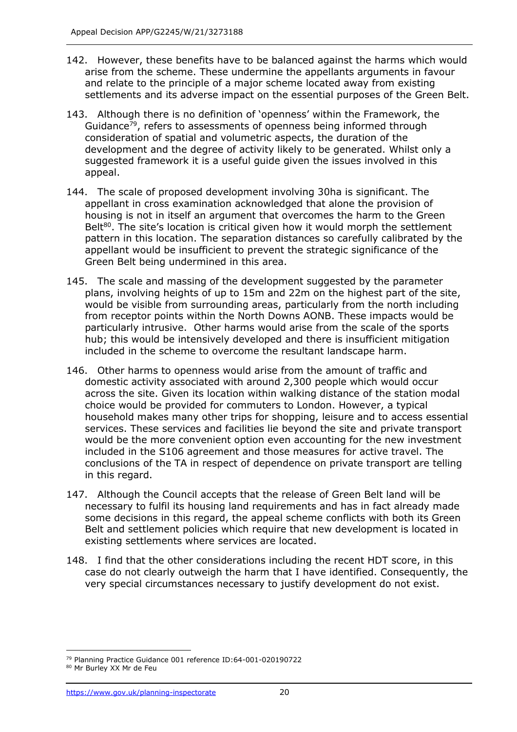142. However, these benefits have to be balanced against the harms which would arise from the scheme. These undermine the appellants arguments in favour and relate to the principle of a major scheme located away from existing settlements and its adverse impact on the essential purposes of the Green Belt.

143. Although there is no definition of 'openness' within the Framework, the Guidance[79], refers to assessments of openness being informed through consideration of spatial and volumetric aspects, the duration of the development and the degree of activity likely to be generated. Whilst only a suggested framework it is a useful guide given the issues involved in this appeal.

144. The scale of proposed development involving 30ha is significant. The appellant in cross examination acknowledged that alone the provision of housing is not in itself an argument that overcomes the harm to the Green Belt[80]. The site's location is critical given how it would morph the settlement pattern in this location. The separation distances so carefully calibrated by the appellant would be insufficient to prevent the strategic significance of the Green Belt being undermined in this area.

145. The scale and massing of the development suggested by the parameter plans, involving heights of up to 15m and 22m on the highest part of the site, would be visible from surrounding areas, particularly from the north including from receptor points within the North Downs AONB. These impacts would be particularly intrusive. Other harms would arise from the scale of the sports hub; this would be intensively developed and there is insufficient mitigation included in the scheme to overcome the resultant landscape harm.

146. Other harms to openness would arise from the amount of traffic and domestic activity associated with around 2,300 people which would occur across the site. Given its location within walking distance of the station modal choice would be provided for commuters to London. However, a typical household makes many other trips for shopping, leisure and to access essential services. These services and facilities lie beyond the site and private transport would be the more convenient option even accounting for the new investment included in the S106 agreement and those measures for active travel. The conclusions of the TA in respect of dependence on private transport are telling in this regard.

147. Although the Council accepts that the release of Green Belt land will be necessary to fulfil its housing land requirements and has in fact already made some decisions in this regard, the appeal scheme conflicts with both its Green Belt and settlement policies which require that new development is located in existing settlements where services are located.

148. I find that the other considerations including the recent HDT score, in this case do not clearly outweigh the harm that I have identified. Consequently, the very special circumstances necessary to justify development do not exist.

---

[79] Planning Practice Guidance 001 reference ID:64-001-020190722

[80] Mr Burley XX Mr de Feu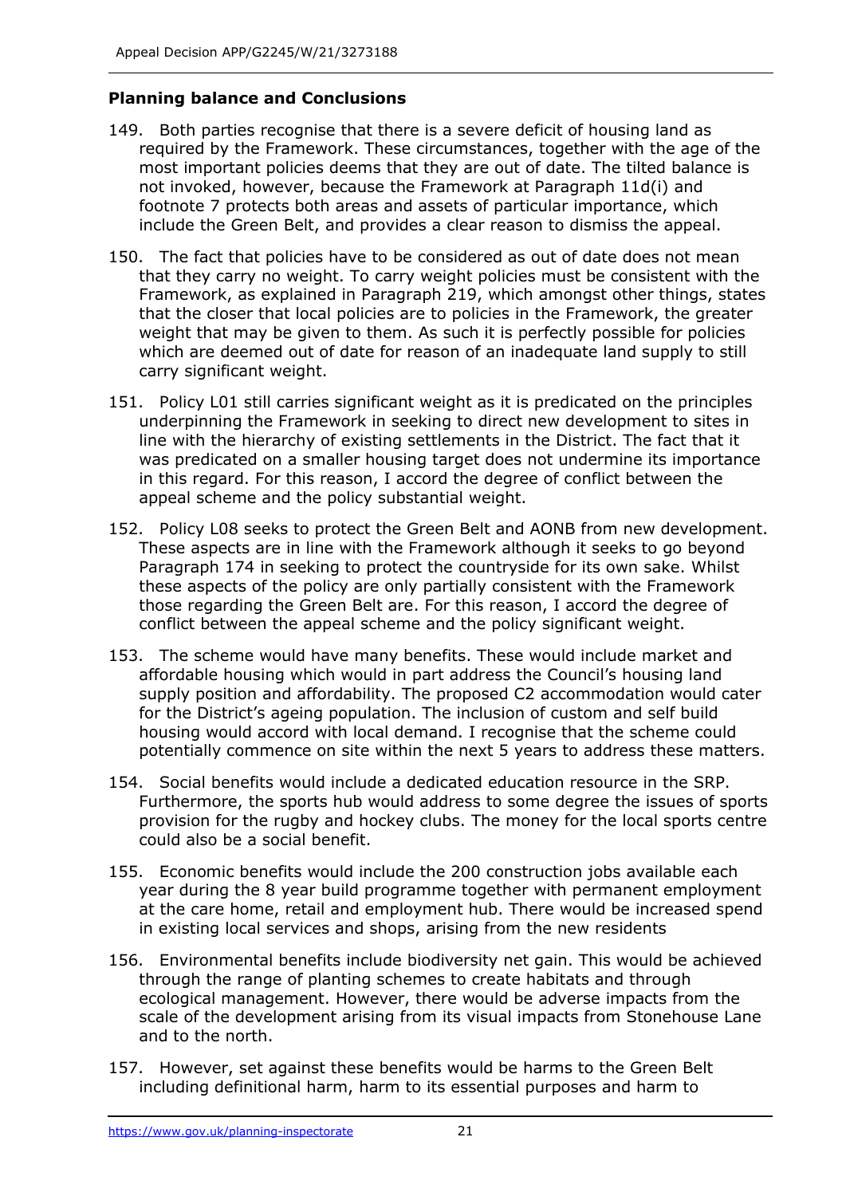## Planning balance and Conclusions

149. Both parties recognise that there is a severe deficit of housing land as required by the Framework. These circumstances, together with the age of the most important policies deems that they are out of date. The tilted balance is not invoked, however, because the Framework at Paragraph 11d(i) and footnote 7 protects both areas and assets of particular importance, which include the Green Belt, and provides a clear reason to dismiss the appeal.

150. The fact that policies have to be considered as out of date does not mean that they carry no weight. To carry weight policies must be consistent with the Framework, as explained in Paragraph 219, which amongst other things, states that the closer that local policies are to policies in the Framework, the greater weight that may be given to them. As such it is perfectly possible for policies which are deemed out of date for reason of an inadequate land supply to still carry significant weight.

151. Policy L01 still carries significant weight as it is predicated on the principles underpinning the Framework in seeking to direct new development to sites in line with the hierarchy of existing settlements in the District. The fact that it was predicated on a smaller housing target does not undermine its importance in this regard. For this reason, I accord the degree of conflict between the appeal scheme and the policy substantial weight.

152. Policy L08 seeks to protect the Green Belt and AONB from new development. These aspects are in line with the Framework although it seeks to go beyond Paragraph 174 in seeking to protect the countryside for its own sake. Whilst these aspects of the policy are only partially consistent with the Framework those regarding the Green Belt are. For this reason, I accord the degree of conflict between the appeal scheme and the policy significant weight.

153. The scheme would have many benefits. These would include market and affordable housing which would in part address the Council's housing land supply position and affordability. The proposed C2 accommodation would cater for the District's ageing population. The inclusion of custom and self build housing would accord with local demand. I recognise that the scheme could potentially commence on site within the next 5 years to address these matters.

154. Social benefits would include a dedicated education resource in the SRP. Furthermore, the sports hub would address to some degree the issues of sports provision for the rugby and hockey clubs. The money for the local sports centre could also be a social benefit.

155. Economic benefits would include the 200 construction jobs available each year during the 8 year build programme together with permanent employment at the care home, retail and employment hub. There would be increased spend in existing local services and shops, arising from the new residents

156. Environmental benefits include biodiversity net gain. This would be achieved through the range of planting schemes to create habitats and through ecological management. However, there would be adverse impacts from the scale of the development arising from its visual impacts from Stonehouse Lane and to the north.

157. However, set against these benefits would be harms to the Green Belt including definitional harm, harm to its essential purposes and harm to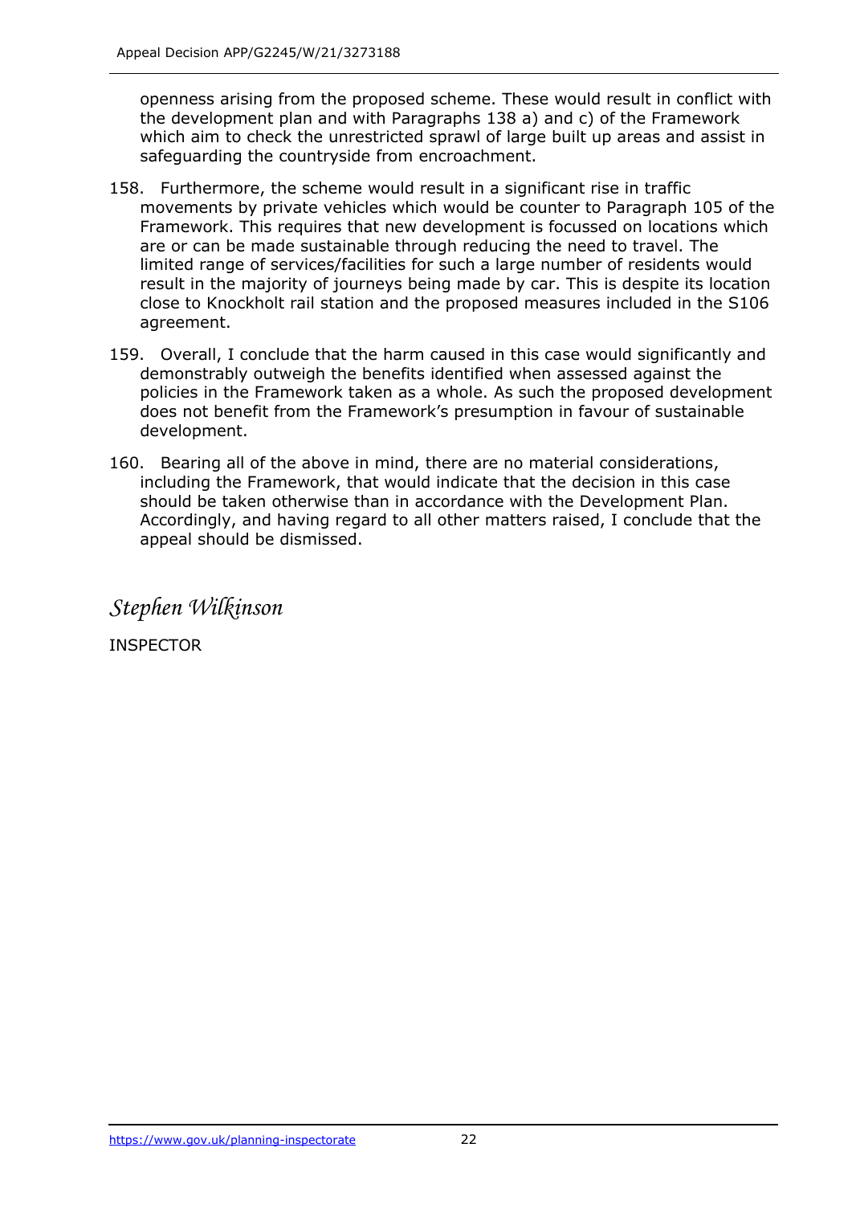openness arising from the proposed scheme. These would result in conflict with the development plan and with Paragraphs 138 a) and c) of the Framework which aim to check the unrestricted sprawl of large built up areas and assist in safeguarding the countryside from encroachment.

158. Furthermore, the scheme would result in a significant rise in traffic movements by private vehicles which would be counter to Paragraph 105 of the Framework. This requires that new development is focussed on locations which are or can be made sustainable through reducing the need to travel. The limited range of services/facilities for such a large number of residents would result in the majority of journeys being made by car. This is despite its location close to Knockholt rail station and the proposed measures included in the S106 agreement.

159. Overall, I conclude that the harm caused in this case would significantly and demonstrably outweigh the benefits identified when assessed against the policies in the Framework taken as a whole. As such the proposed development does not benefit from the Framework's presumption in favour of sustainable development.

160. Bearing all of the above in mind, there are no material considerations, including the Framework, that would indicate that the decision in this case should be taken otherwise than in accordance with the Development Plan. Accordingly, and having regard to all other matters raised, I conclude that the appeal should be dismissed.

*Stephen Wilkinson*

INSPECTOR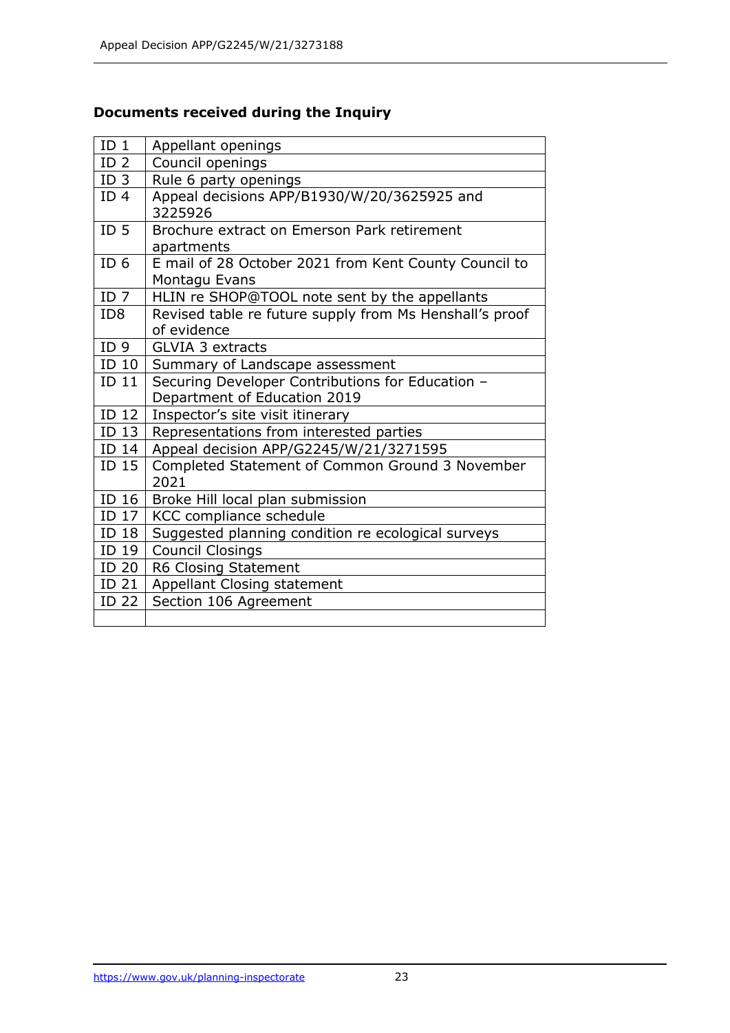**Documents received during the Inquiry**

| | |
|---|---|
| ID 1 | Appellant openings |
| ID 2 | Council openings |
| ID 3 | Rule 6 party openings |
| ID 4 | Appeal decisions APP/B1930/W/20/3625925 and 3225926 |
| ID 5 | Brochure extract on Emerson Park retirement apartments |
| ID 6 | E mail of 28 October 2021 from Kent County Council to Montagu Evans |
| ID 7 | HLIN re SHOP@TOOL note sent by the appellants |
| ID8 | Revised table re future supply from Ms Henshall's proof of evidence |
| ID 9 | GLVIA 3 extracts |
| ID 10 | Summary of Landscape assessment |
| ID 11 | Securing Developer Contributions for Education – Department of Education 2019 |
| ID 12 | Inspector's site visit itinerary |
| ID 13 | Representations from interested parties |
| ID 14 | Appeal decision APP/G2245/W/21/3271595 |
| ID 15 | Completed Statement of Common Ground 3 November 2021 |
| ID 16 | Broke Hill local plan submission |
| ID 17 | KCC compliance schedule |
| ID 18 | Suggested planning condition re ecological surveys |
| ID 19 | Council Closings |
| ID 20 | R6 Closing Statement |
| ID 21 | Appellant Closing statement |
| ID 22 | Section 106 Agreement |
| | |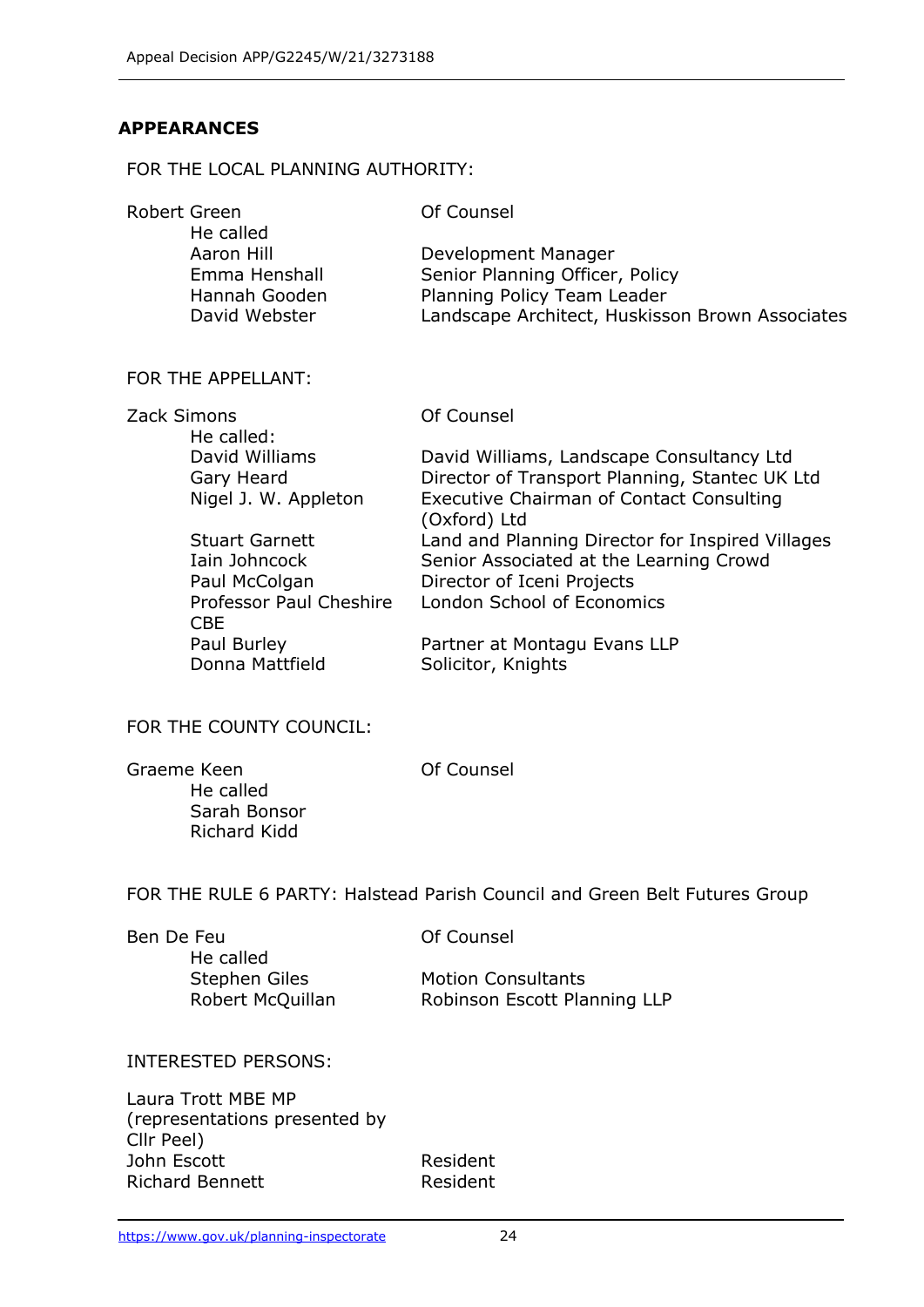## APPEARANCES

FOR THE LOCAL PLANNING AUTHORITY:

| | |
|---|---|
| Robert Green | Of Counsel |
| He called | |
| Aaron Hill | Development Manager |
| Emma Henshall | Senior Planning Officer, Policy |
| Hannah Gooden | Planning Policy Team Leader |
| David Webster | Landscape Architect, Huskisson Brown Associates |

FOR THE APPELLANT:

| | |
|---|---|
| Zack Simons | Of Counsel |
| He called: | |
| David Williams | David Williams, Landscape Consultancy Ltd |
| Gary Heard | Director of Transport Planning, Stantec UK Ltd |
| Nigel J. W. Appleton | Executive Chairman of Contact Consulting (Oxford) Ltd |
| Stuart Garnett | Land and Planning Director for Inspired Villages |
| Iain Johncock | Senior Associated at the Learning Crowd |
| Paul McColgan | Director of Iceni Projects |
| Professor Paul Cheshire CBE | London School of Economics |
| Paul Burley | Partner at Montagu Evans LLP |
| Donna Mattfield | Solicitor, Knights |

FOR THE COUNTY COUNCIL:

| | |
|---|---|
| Graeme Keen | Of Counsel |
| He called | |
| Sarah Bonsor | |
| Richard Kidd | |

FOR THE RULE 6 PARTY: Halstead Parish Council and Green Belt Futures Group

| | |
|---|---|
| Ben De Feu | Of Counsel |
| He called | |
| Stephen Giles | Motion Consultants |
| Robert McQuillan | Robinson Escott Planning LLP |

INTERESTED PERSONS:

| | |
|---|---|
| Laura Trott MBE MP (representations presented by Cllr Peel) | |
| John Escott | Resident |
| Richard Bennett | Resident |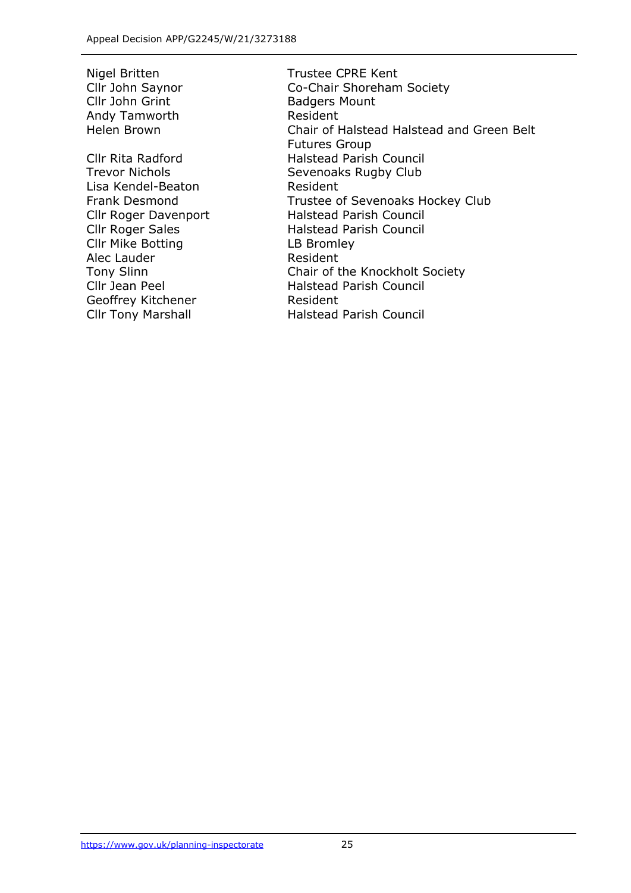| | |
|---|---|
| Nigel Britten | Trustee CPRE Kent |
| Cllr John Saynor | Co-Chair Shoreham Society |
| Cllr John Grint | Badgers Mount |
| Andy Tamworth | Resident |
| Helen Brown | Chair of Halstead Halstead and Green Belt Futures Group |
| Cllr Rita Radford | Halstead Parish Council |
| Trevor Nichols | Sevenoaks Rugby Club |
| Lisa Kendel-Beaton | Resident |
| Frank Desmond | Trustee of Sevenoaks Hockey Club |
| Cllr Roger Davenport | Halstead Parish Council |
| Cllr Roger Sales | Halstead Parish Council |
| Cllr Mike Botting | LB Bromley |
| Alec Lauder | Resident |
| Tony Slinn | Chair of the Knockholt Society |
| Cllr Jean Peel | Halstead Parish Council |
| Geoffrey Kitchener | Resident |
| Cllr Tony Marshall | Halstead Parish Council |